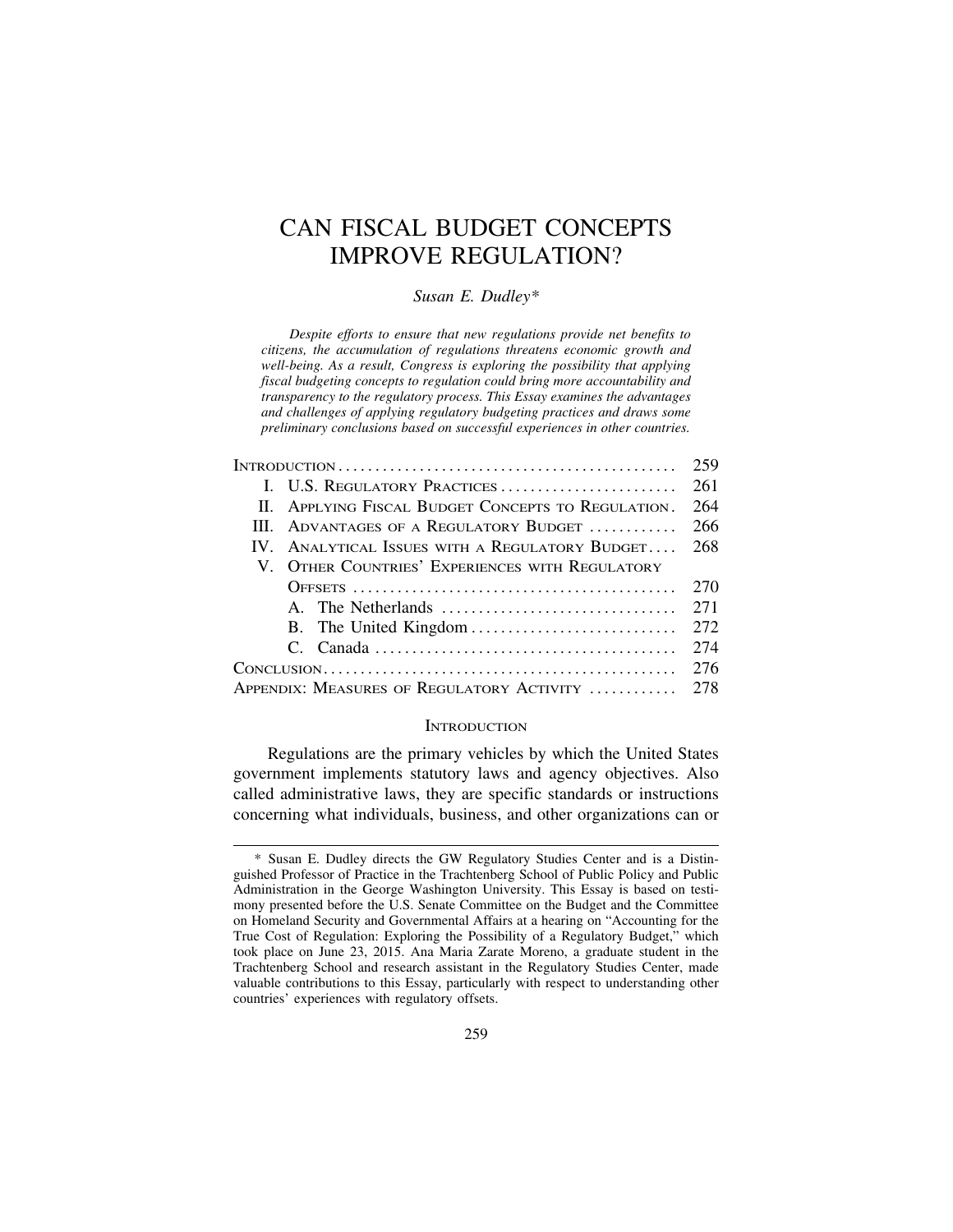# CAN FISCAL BUDGET CONCEPTS IMPROVE REGULATION?

*Susan E. Dudley**

*Despite efforts to ensure that new regulations provide net benefits to citizens, the accumulation of regulations threatens economic growth and well-being. As a result, Congress is exploring the possibility that applying fiscal budgeting concepts to regulation could bring more accountability and transparency to the regulatory process. This Essay examines the advantages and challenges of applying regulatory budgeting practices and draws some preliminary conclusions based on successful experiences in other countries.*

| | |
|---|---|
| Introduction | 259 |
| I. U.S. Regulatory Practices | 261 |
| II. Applying Fiscal Budget Concepts to Regulation | 264 |
| III. Advantages of a Regulatory Budget | 266 |
| IV. Analytical Issues with a Regulatory Budget | 268 |
| V. Other Countries' Experiences with Regulatory Offsets | 270 |
| A. The Netherlands | 271 |
| B. The United Kingdom | 272 |
| C. Canada | 274 |
| Conclusion | 276 |
| Appendix: Measures of Regulatory Activity | 278 |

## Introduction

Regulations are the primary vehicles by which the United States government implements statutory laws and agency objectives. Also called administrative laws, they are specific standards or instructions concerning what individuals, business, and other organizations can or

---

\* Susan E. Dudley directs the GW Regulatory Studies Center and is a Distinguished Professor of Practice in the Trachtenberg School of Public Policy and Public Administration in the George Washington University. This Essay is based on testimony presented before the U.S. Senate Committee on the Budget and the Committee on Homeland Security and Governmental Affairs at a hearing on "Accounting for the True Cost of Regulation: Exploring the Possibility of a Regulatory Budget," which took place on June 23, 2015. Ana Maria Zarate Moreno, a graduate student in the Trachtenberg School and research assistant in the Regulatory Studies Center, made valuable contributions to this Essay, particularly with respect to understanding other countries' experiences with regulatory offsets.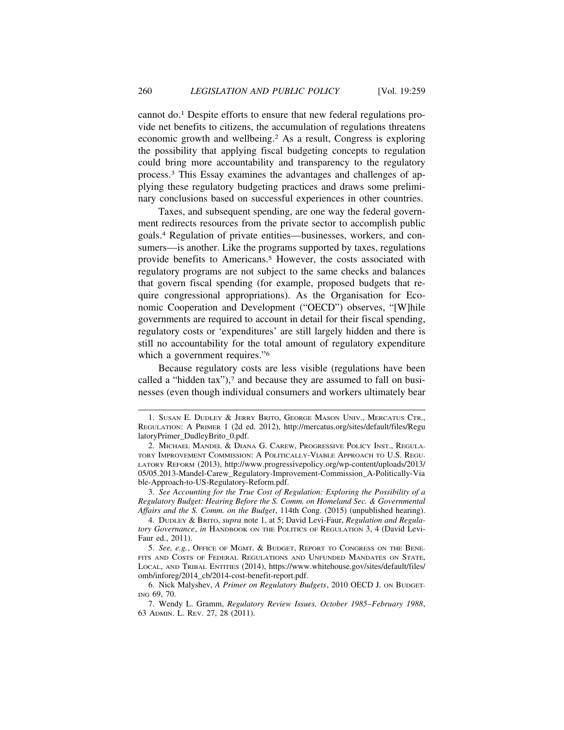cannot do.[1] Despite efforts to ensure that new federal regulations provide net benefits to citizens, the accumulation of regulations threatens economic growth and wellbeing.[2] As a result, Congress is exploring the possibility that applying fiscal budgeting concepts to regulation could bring more accountability and transparency to the regulatory process.[3] This Essay examines the advantages and challenges of applying these regulatory budgeting practices and draws some preliminary conclusions based on successful experiences in other countries.

Taxes, and subsequent spending, are one way the federal government redirects resources from the private sector to accomplish public goals.[4] Regulation of private entities—businesses, workers, and consumers—is another. Like the programs supported by taxes, regulations provide benefits to Americans.[5] However, the costs associated with regulatory programs are not subject to the same checks and balances that govern fiscal spending (for example, proposed budgets that require congressional appropriations). As the Organisation for Economic Cooperation and Development ("OECD") observes, "[W]hile governments are required to account in detail for their fiscal spending, regulatory costs or 'expenditures' are still largely hidden and there is still no accountability for the total amount of regulatory expenditure which a government requires."[6]

Because regulatory costs are less visible (regulations have been called a "hidden tax"),[7] and because they are assumed to fall on businesses (even though individual consumers and workers ultimately bear

---

1. SUSAN E. DUDLEY & JERRY BRITO, GEORGE MASON UNIV., MERCATUS CTR., REGULATION: A PRIMER 1 (2d ed. 2012), http://mercatus.org/sites/default/files/RegulatoryPrimer_DudleyBrito_0.pdf.

2. MICHAEL MANDEL & DIANA G. CAREW, PROGRESSIVE POLICY INST., REGULATORY IMPROVEMENT COMMISSION: A POLITICALLY-VIABLE APPROACH TO U.S. REGULATORY REFORM (2013), http://www.progressivepolicy.org/wp-content/uploads/2013/05/05.2013-Mandel-Carew_Regulatory-Improvement-Commission_A-Politically-Viable-Approach-to-US-Regulatory-Reform.pdf.

3. *See Accounting for the True Cost of Regulation: Exploring the Possibility of a Regulatory Budget: Hearing Before the S. Comm. on Homeland Sec. & Governmental Affairs and the S. Comm. on the Budget*, 114th Cong. (2015) (unpublished hearing).

4. DUDLEY & BRITO, *supra* note 1, at 5; David Levi-Faur, *Regulation and Regulatory Governance*, *in* HANDBOOK ON THE POLITICS OF REGULATION 3, 4 (David Levi-Faur ed., 2011).

5. *See, e.g.*, OFFICE OF MGMT. & BUDGET, REPORT TO CONGRESS ON THE BENEFITS AND COSTS OF FEDERAL REGULATIONS AND UNFUNDED MANDATES ON STATE, LOCAL, AND TRIBAL ENTITIES (2014), https://www.whitehouse.gov/sites/default/files/omb/inforeg/2014_cb/2014-cost-benefit-report.pdf.

6. Nick Malyshev, *A Primer on Regulatory Budgets*, 2010 OECD J. ON BUDGETING 69, 70.

7. Wendy L. Gramm, *Regulatory Review Issues, October 1985–February 1988*, 63 ADMIN. L. REV. 27, 28 (2011).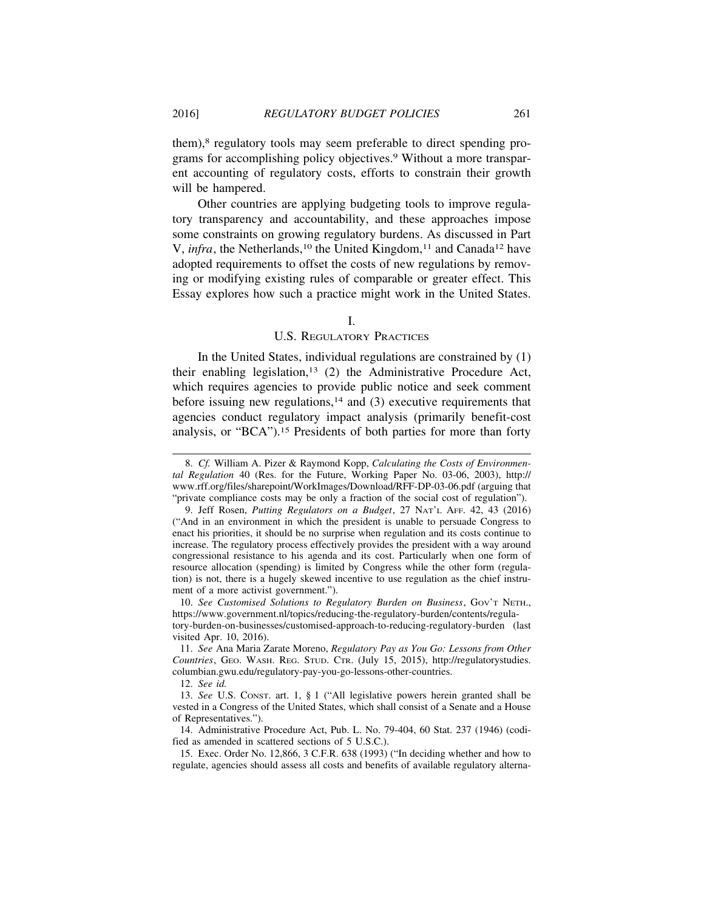them),[8] regulatory tools may seem preferable to direct spending programs for accomplishing policy objectives.[9] Without a more transparent accounting of regulatory costs, efforts to constrain their growth will be hampered.

Other countries are applying budgeting tools to improve regulatory transparency and accountability, and these approaches impose some constraints on growing regulatory burdens. As discussed in Part V, *infra*, the Netherlands,[10] the United Kingdom,[11] and Canada[12] have adopted requirements to offset the costs of new regulations by removing or modifying existing rules of comparable or greater effect. This Essay explores how such a practice might work in the United States.

## I.
## U.S. Regulatory Practices

In the United States, individual regulations are constrained by (1) their enabling legislation,[13] (2) the Administrative Procedure Act, which requires agencies to provide public notice and seek comment before issuing new regulations,[14] and (3) executive requirements that agencies conduct regulatory impact analysis (primarily benefit-cost analysis, or "BCA").[15] Presidents of both parties for more than forty

---

8. *Cf.* William A. Pizer & Raymond Kopp, *Calculating the Costs of Environmental Regulation* 40 (Res. for the Future, Working Paper No. 03-06, 2003), http://www.rff.org/files/sharepoint/WorkImages/Download/RFF-DP-03-06.pdf (arguing that "private compliance costs may be only a fraction of the social cost of regulation").

9. Jeff Rosen, *Putting Regulators on a Budget*, 27 Nat'l Aff. 42, 43 (2016) ("And in an environment in which the president is unable to persuade Congress to enact his priorities, it should be no surprise when regulation and its costs continue to increase. The regulatory process effectively provides the president with a way around congressional resistance to his agenda and its cost. Particularly when one form of resource allocation (spending) is limited by Congress while the other form (regulation) is not, there is a hugely skewed incentive to use regulation as the chief instrument of a more activist government.").

10. *See Customised Solutions to Regulatory Burden on Business*, Gov't Neth., https://www.government.nl/topics/reducing-the-regulatory-burden/contents/regulatory-burden-on-businesses/customised-approach-to-reducing-regulatory-burden (last visited Apr. 10, 2016).

11. *See* Ana Maria Zarate Moreno, *Regulatory Pay as You Go: Lessons from Other Countries*, Geo. Wash. Reg. Stud. Ctr. (July 15, 2015), http://regulatorystudies.columbian.gwu.edu/regulatory-pay-you-go-lessons-other-countries.

12. *See id.*

13. *See* U.S. Const. art. 1, § 1 ("All legislative powers herein granted shall be vested in a Congress of the United States, which shall consist of a Senate and a House of Representatives.").

14. Administrative Procedure Act, Pub. L. No. 79-404, 60 Stat. 237 (1946) (codified as amended in scattered sections of 5 U.S.C.).

15. Exec. Order No. 12,866, 3 C.F.R. 638 (1993) ("In deciding whether and how to regulate, agencies should assess all costs and benefits of available regulatory alterna-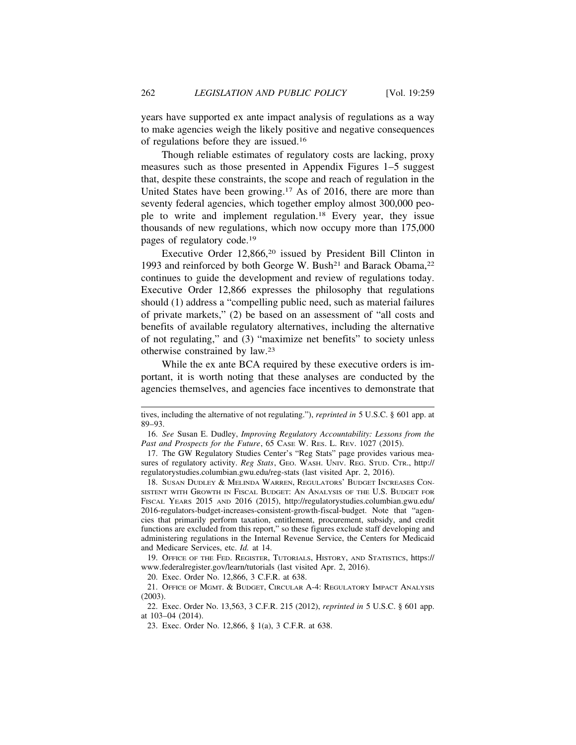years have supported ex ante impact analysis of regulations as a way to make agencies weigh the likely positive and negative consequences of regulations before they are issued.[16]

Though reliable estimates of regulatory costs are lacking, proxy measures such as those presented in Appendix Figures 1–5 suggest that, despite these constraints, the scope and reach of regulation in the United States have been growing.[17] As of 2016, there are more than seventy federal agencies, which together employ almost 300,000 people to write and implement regulation.[18] Every year, they issue thousands of new regulations, which now occupy more than 175,000 pages of regulatory code.[19]

Executive Order 12,866,[20] issued by President Bill Clinton in 1993 and reinforced by both George W. Bush[21] and Barack Obama,[22] continues to guide the development and review of regulations today. Executive Order 12,866 expresses the philosophy that regulations should (1) address a "compelling public need, such as material failures of private markets," (2) be based on an assessment of "all costs and benefits of available regulatory alternatives, including the alternative of not regulating," and (3) "maximize net benefits" to society unless otherwise constrained by law.[23]

While the ex ante BCA required by these executive orders is important, it is worth noting that these analyses are conducted by the agencies themselves, and agencies face incentives to demonstrate that

---

tives, including the alternative of not regulating."), *reprinted in* 5 U.S.C. § 601 app. at 89–93.

16. *See* Susan E. Dudley, *Improving Regulatory Accountability: Lessons from the Past and Prospects for the Future*, 65 CASE W. RES. L. REV. 1027 (2015).

17. The GW Regulatory Studies Center's "Reg Stats" page provides various measures of regulatory activity. *Reg Stats*, GEO. WASH. UNIV. REG. STUD. CTR., http://regulatorystudies.columbian.gwu.edu/reg-stats (last visited Apr. 2, 2016).

18. SUSAN DUDLEY & MELINDA WARREN, REGULATORS' BUDGET INCREASES CONSISTENT WITH GROWTH IN FISCAL BUDGET: AN ANALYSIS OF THE U.S. BUDGET FOR FISCAL YEARS 2015 AND 2016 (2015), http://regulatorystudies.columbian.gwu.edu/2016-regulators-budget-increases-consistent-growth-fiscal-budget. Note that "agencies that primarily perform taxation, entitlement, procurement, subsidy, and credit functions are excluded from this report," so these figures exclude staff developing and administering regulations in the Internal Revenue Service, the Centers for Medicaid and Medicare Services, etc. *Id.* at 14.

19. OFFICE OF THE FED. REGISTER, TUTORIALS, HISTORY, AND STATISTICS, https://www.federalregister.gov/learn/tutorials (last visited Apr. 2, 2016).

20. Exec. Order No. 12,866, 3 C.F.R. at 638.

21. OFFICE OF MGMT. & BUDGET, CIRCULAR A-4: REGULATORY IMPACT ANALYSIS (2003).

22. Exec. Order No. 13,563, 3 C.F.R. 215 (2012), *reprinted in* 5 U.S.C. § 601 app. at 103–04 (2014).

23. Exec. Order No. 12,866, § 1(a), 3 C.F.R. at 638.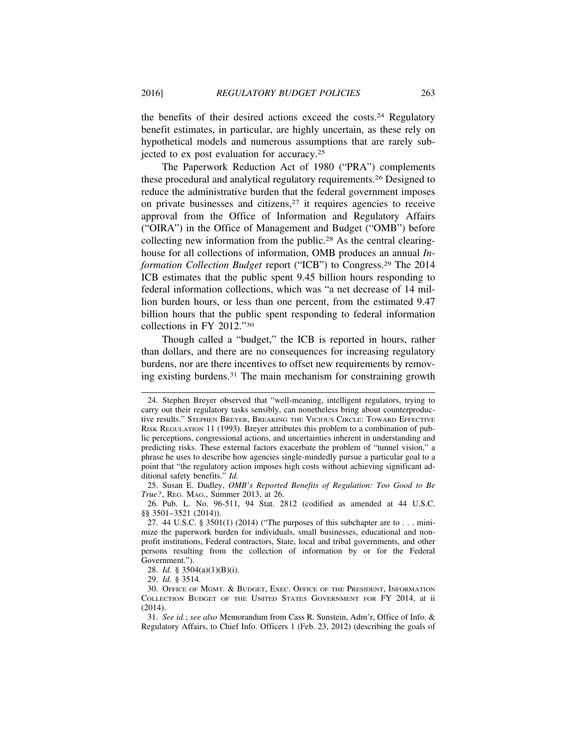the benefits of their desired actions exceed the costs.[24] Regulatory benefit estimates, in particular, are highly uncertain, as these rely on hypothetical models and numerous assumptions that are rarely subjected to ex post evaluation for accuracy.[25]

The Paperwork Reduction Act of 1980 ("PRA") complements these procedural and analytical regulatory requirements.[26] Designed to reduce the administrative burden that the federal government imposes on private businesses and citizens,[27] it requires agencies to receive approval from the Office of Information and Regulatory Affairs ("OIRA") in the Office of Management and Budget ("OMB") before collecting new information from the public.[28] As the central clearinghouse for all collections of information, OMB produces an annual *Information Collection Budget* report ("ICB") to Congress.[29] The 2014 ICB estimates that the public spent 9.45 billion hours responding to federal information collections, which was "a net decrease of 14 million burden hours, or less than one percent, from the estimated 9.47 billion hours that the public spent responding to federal information collections in FY 2012."[30]

Though called a "budget," the ICB is reported in hours, rather than dollars, and there are no consequences for increasing regulatory burdens, nor are there incentives to offset new requirements by removing existing burdens.[31] The main mechanism for constraining growth

---

24. Stephen Breyer observed that "well-meaning, intelligent regulators, trying to carry out their regulatory tasks sensibly, can nonetheless bring about counterproductive results." STEPHEN BREYER, BREAKING THE VICIOUS CIRCLE: TOWARD EFFECTIVE RISK REGULATION 11 (1993). Breyer attributes this problem to a combination of public perceptions, congressional actions, and uncertainties inherent in understanding and predicting risks. These external factors exacerbate the problem of "tunnel vision," a phrase he uses to describe how agencies single-mindedly pursue a particular goal to a point that "the regulatory action imposes high costs without achieving significant additional safety benefits." *Id.*

25. Susan E. Dudley, *OMB's Reported Benefits of Regulation: Too Good to Be True?*, REG. MAG., Summer 2013, at 26.

26. Pub. L. No. 96-511, 94 Stat. 2812 (codified as amended at 44 U.S.C. §§ 3501–3521 (2014)).

27. 44 U.S.C. § 3501(1) (2014) ("The purposes of this subchapter are to . . . minimize the paperwork burden for individuals, small businesses, educational and nonprofit institutions, Federal contractors, State, local and tribal governments, and other persons resulting from the collection of information by or for the Federal Government.").

28. *Id.* § 3504(a)(1)(B)(i).

29. *Id.* § 3514.

30. OFFICE OF MGMT. & BUDGET, EXEC. OFFICE OF THE PRESIDENT, INFORMATION COLLECTION BUDGET OF THE UNITED STATES GOVERNMENT FOR FY 2014, at ii (2014).

31. *See id.*; *see also* Memorandum from Cass R. Sunstein, Adm'r, Office of Info. & Regulatory Affairs, to Chief Info. Officers 1 (Feb. 23, 2012) (describing the goals of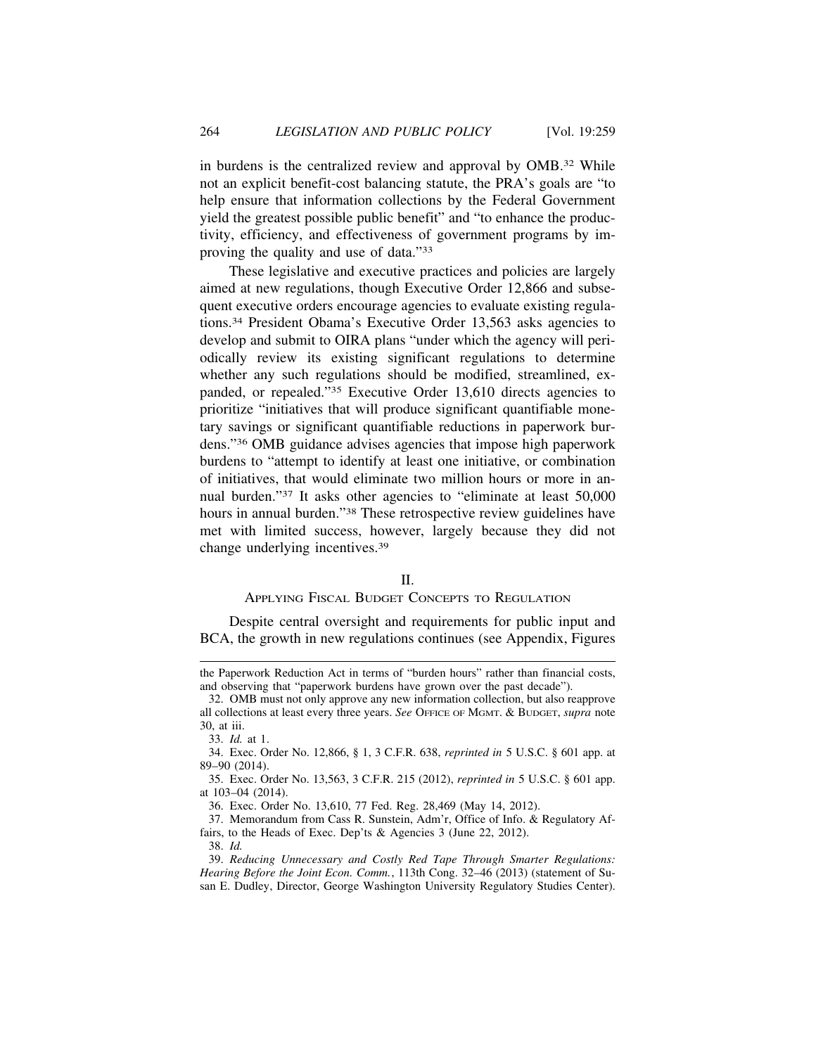in burdens is the centralized review and approval by OMB.[32] While not an explicit benefit-cost balancing statute, the PRA's goals are "to help ensure that information collections by the Federal Government yield the greatest possible public benefit" and "to enhance the productivity, efficiency, and effectiveness of government programs by improving the quality and use of data."[33]

These legislative and executive practices and policies are largely aimed at new regulations, though Executive Order 12,866 and subsequent executive orders encourage agencies to evaluate existing regulations.[34] President Obama's Executive Order 13,563 asks agencies to develop and submit to OIRA plans "under which the agency will periodically review its existing significant regulations to determine whether any such regulations should be modified, streamlined, expanded, or repealed."[35] Executive Order 13,610 directs agencies to prioritize "initiatives that will produce significant quantifiable monetary savings or significant quantifiable reductions in paperwork burdens."[36] OMB guidance advises agencies that impose high paperwork burdens to "attempt to identify at least one initiative, or combination of initiatives, that would eliminate two million hours or more in annual burden."[37] It asks other agencies to "eliminate at least 50,000 hours in annual burden."[38] These retrospective review guidelines have met with limited success, however, largely because they did not change underlying incentives.[39]

## II.
## APPLYING FISCAL BUDGET CONCEPTS TO REGULATION

Despite central oversight and requirements for public input and BCA, the growth in new regulations continues (see Appendix, Figures

---

the Paperwork Reduction Act in terms of "burden hours" rather than financial costs, and observing that "paperwork burdens have grown over the past decade").

32. OMB must not only approve any new information collection, but also reapprove all collections at least every three years. *See* OFFICE OF MGMT. & BUDGET, *supra* note 30, at iii.

33. *Id.* at 1.

34. Exec. Order No. 12,866, § 1, 3 C.F.R. 638, *reprinted in* 5 U.S.C. § 601 app. at 89–90 (2014).

35. Exec. Order No. 13,563, 3 C.F.R. 215 (2012), *reprinted in* 5 U.S.C. § 601 app. at 103–04 (2014).

36. Exec. Order No. 13,610, 77 Fed. Reg. 28,469 (May 14, 2012).

37. Memorandum from Cass R. Sunstein, Adm'r, Office of Info. & Regulatory Affairs, to the Heads of Exec. Dep'ts & Agencies 3 (June 22, 2012).

38. *Id.*

39. *Reducing Unnecessary and Costly Red Tape Through Smarter Regulations: Hearing Before the Joint Econ. Comm.*, 113th Cong. 32–46 (2013) (statement of Susan E. Dudley, Director, George Washington University Regulatory Studies Center).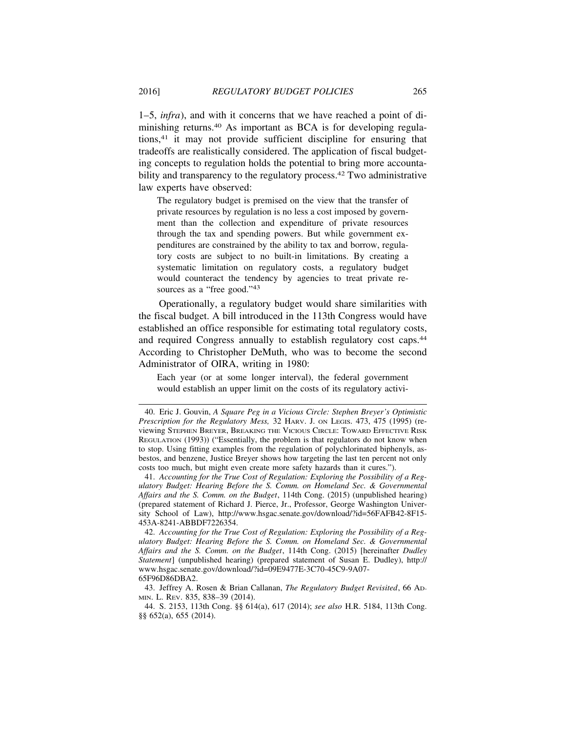1–5, *infra*), and with it concerns that we have reached a point of diminishing returns.[40] As important as BCA is for developing regulations,[41] it may not provide sufficient discipline for ensuring that tradeoffs are realistically considered. The application of fiscal budgeting concepts to regulation holds the potential to bring more accountability and transparency to the regulatory process.[42] Two administrative law experts have observed:

> The regulatory budget is premised on the view that the transfer of private resources by regulation is no less a cost imposed by government than the collection and expenditure of private resources through the tax and spending powers. But while government expenditures are constrained by the ability to tax and borrow, regulatory costs are subject to no built-in limitations. By creating a systematic limitation on regulatory costs, a regulatory budget would counteract the tendency by agencies to treat private resources as a "free good."[43]

Operationally, a regulatory budget would share similarities with the fiscal budget. A bill introduced in the 113th Congress would have established an office responsible for estimating total regulatory costs, and required Congress annually to establish regulatory cost caps.[44] According to Christopher DeMuth, who was to become the second Administrator of OIRA, writing in 1980:

> Each year (or at some longer interval), the federal government would establish an upper limit on the costs of its regulatory activi-

---

40. Eric J. Gouvin, *A Square Peg in a Vicious Circle: Stephen Breyer's Optimistic Prescription for the Regulatory Mess,* 32 HARV. J. ON LEGIS. 473, 475 (1995) (reviewing STEPHEN BREYER, BREAKING THE VICIOUS CIRCLE: TOWARD EFFECTIVE RISK REGULATION (1993)) ("Essentially, the problem is that regulators do not know when to stop. Using fitting examples from the regulation of polychlorinated biphenyls, asbestos, and benzene, Justice Breyer shows how targeting the last ten percent not only costs too much, but might even create more safety hazards than it cures.").

41. *Accounting for the True Cost of Regulation: Exploring the Possibility of a Regulatory Budget: Hearing Before the S. Comm. on Homeland Sec. & Governmental Affairs and the S. Comm. on the Budget*, 114th Cong. (2015) (unpublished hearing) (prepared statement of Richard J. Pierce, Jr., Professor, George Washington University School of Law), http://www.hsgac.senate.gov/download/?id=56FAFB42-8F15-453A-8241-ABBDF7226354.

42. *Accounting for the True Cost of Regulation: Exploring the Possibility of a Regulatory Budget: Hearing Before the S. Comm. on Homeland Sec. & Governmental Affairs and the S. Comm. on the Budget*, 114th Cong. (2015) [hereinafter *Dudley Statement*] (unpublished hearing) (prepared statement of Susan E. Dudley), http://www.hsgac.senate.gov/download/?id=09E9477E-3C70-45C9-9A07-65F96D86DBA2.

43. Jeffrey A. Rosen & Brian Callanan, *The Regulatory Budget Revisited*, 66 ADMIN. L. REV. 835, 838–39 (2014).

44. S. 2153, 113th Cong. §§ 614(a), 617 (2014); *see also* H.R. 5184, 113th Cong. §§ 652(a), 655 (2014).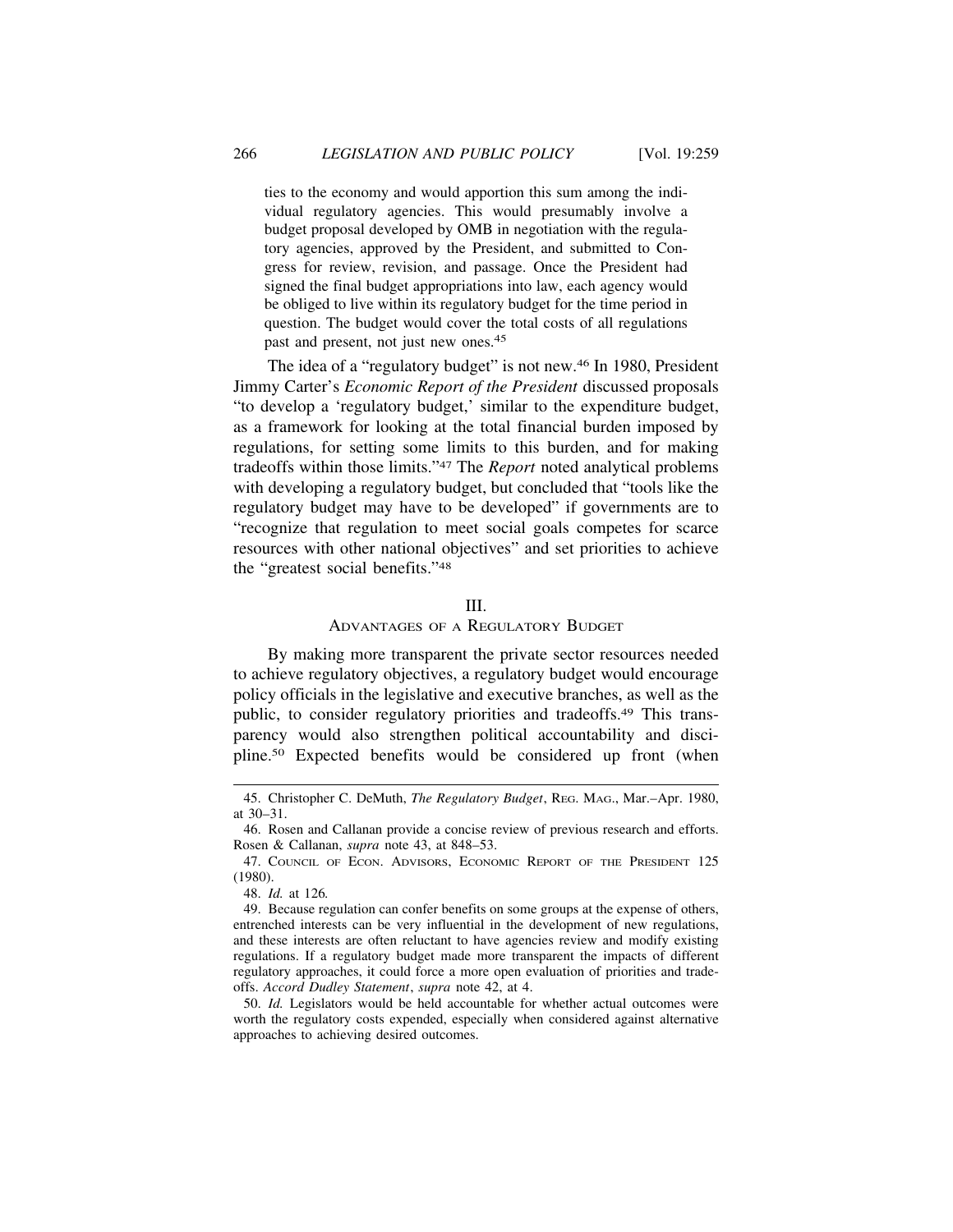ties to the economy and would apportion this sum among the individual regulatory agencies. This would presumably involve a budget proposal developed by OMB in negotiation with the regulatory agencies, approved by the President, and submitted to Congress for review, revision, and passage. Once the President had signed the final budget appropriations into law, each agency would be obliged to live within its regulatory budget for the time period in question. The budget would cover the total costs of all regulations past and present, not just new ones.[45]

The idea of a "regulatory budget" is not new.[46] In 1980, President Jimmy Carter's *Economic Report of the President* discussed proposals "to develop a 'regulatory budget,' similar to the expenditure budget, as a framework for looking at the total financial burden imposed by regulations, for setting some limits to this burden, and for making tradeoffs within those limits."[47] The *Report* noted analytical problems with developing a regulatory budget, but concluded that "tools like the regulatory budget may have to be developed" if governments are to "recognize that regulation to meet social goals competes for scarce resources with other national objectives" and set priorities to achieve the "greatest social benefits."[48]

## III.
## Advantages of a Regulatory Budget

By making more transparent the private sector resources needed to achieve regulatory objectives, a regulatory budget would encourage policy officials in the legislative and executive branches, as well as the public, to consider regulatory priorities and tradeoffs.[49] This transparency would also strengthen political accountability and discipline.[50] Expected benefits would be considered up front (when

---

45. Christopher C. DeMuth, *The Regulatory Budget*, Reg. Mag., Mar.–Apr. 1980, at 30–31.

46. Rosen and Callanan provide a concise review of previous research and efforts. Rosen & Callanan, *supra* note 43, at 848–53.

47. Council of Econ. Advisors, Economic Report of the President 125 (1980).

48. *Id.* at 126*.*

49. Because regulation can confer benefits on some groups at the expense of others, entrenched interests can be very influential in the development of new regulations, and these interests are often reluctant to have agencies review and modify existing regulations. If a regulatory budget made more transparent the impacts of different regulatory approaches, it could force a more open evaluation of priorities and tradeoffs. *Accord Dudley Statement*, *supra* note 42, at 4.

50. *Id.* Legislators would be held accountable for whether actual outcomes were worth the regulatory costs expended, especially when considered against alternative approaches to achieving desired outcomes.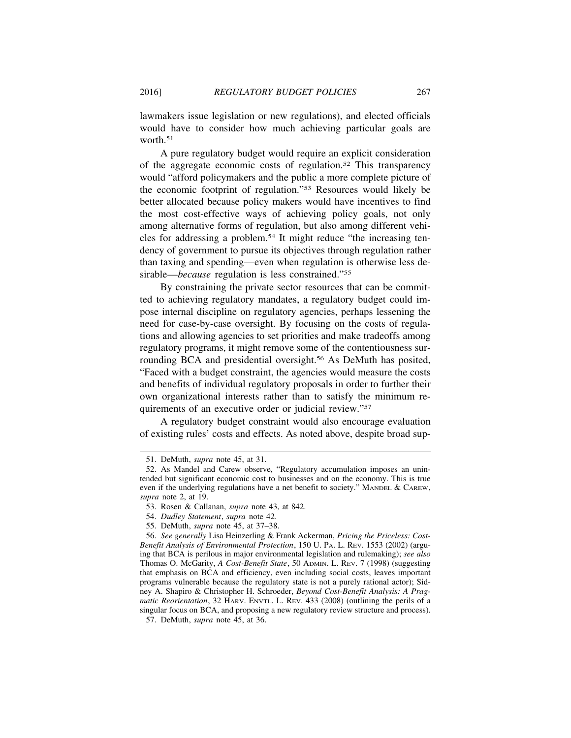lawmakers issue legislation or new regulations), and elected officials would have to consider how much achieving particular goals are worth.[51]

A pure regulatory budget would require an explicit consideration of the aggregate economic costs of regulation.[52] This transparency would "afford policymakers and the public a more complete picture of the economic footprint of regulation."[53] Resources would likely be better allocated because policy makers would have incentives to find the most cost-effective ways of achieving policy goals, not only among alternative forms of regulation, but also among different vehicles for addressing a problem.[54] It might reduce "the increasing tendency of government to pursue its objectives through regulation rather than taxing and spending—even when regulation is otherwise less desirable—*because* regulation is less constrained."[55]

By constraining the private sector resources that can be committed to achieving regulatory mandates, a regulatory budget could impose internal discipline on regulatory agencies, perhaps lessening the need for case-by-case oversight. By focusing on the costs of regulations and allowing agencies to set priorities and make tradeoffs among regulatory programs, it might remove some of the contentiousness surrounding BCA and presidential oversight.[56] As DeMuth has posited, "Faced with a budget constraint, the agencies would measure the costs and benefits of individual regulatory proposals in order to further their own organizational interests rather than to satisfy the minimum requirements of an executive order or judicial review."[57]

A regulatory budget constraint would also encourage evaluation of existing rules' costs and effects. As noted above, despite broad sup-

---

51. DeMuth, *supra* note 45, at 31.

52. As Mandel and Carew observe, "Regulatory accumulation imposes an unintended but significant economic cost to businesses and on the economy. This is true even if the underlying regulations have a net benefit to society." MANDEL & CAREW, *supra* note 2, at 19.

53. Rosen & Callanan, *supra* note 43, at 842.

54. *Dudley Statement*, *supra* note 42.

55. DeMuth, *supra* note 45, at 37–38.

56. *See generally* Lisa Heinzerling & Frank Ackerman, *Pricing the Priceless: Cost-Benefit Analysis of Environmental Protection*, 150 U. PA. L. REV. 1553 (2002) (arguing that BCA is perilous in major environmental legislation and rulemaking); *see also* Thomas O. McGarity, *A Cost-Benefit State*, 50 ADMIN. L. REV. 7 (1998) (suggesting that emphasis on BCA and efficiency, even including social costs, leaves important programs vulnerable because the regulatory state is not a purely rational actor); Sidney A. Shapiro & Christopher H. Schroeder, *Beyond Cost-Benefit Analysis: A Pragmatic Reorientation*, 32 HARV. ENVTL. L. REV. 433 (2008) (outlining the perils of a singular focus on BCA, and proposing a new regulatory review structure and process).

57. DeMuth, *supra* note 45, at 36.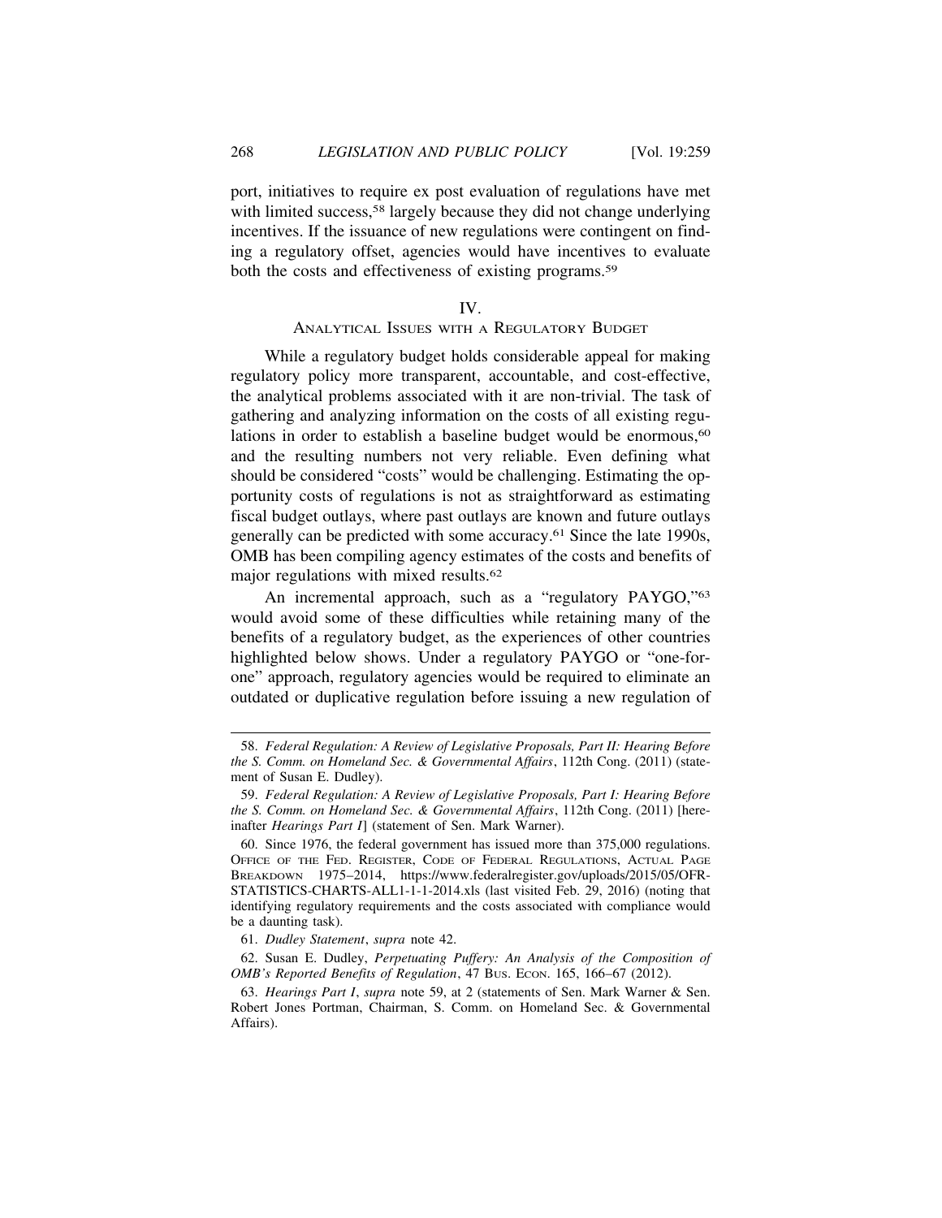port, initiatives to require ex post evaluation of regulations have met with limited success,[58] largely because they did not change underlying incentives. If the issuance of new regulations were contingent on finding a regulatory offset, agencies would have incentives to evaluate both the costs and effectiveness of existing programs.[59]

## IV.
## ANALYTICAL ISSUES WITH A REGULATORY BUDGET

While a regulatory budget holds considerable appeal for making regulatory policy more transparent, accountable, and cost-effective, the analytical problems associated with it are non-trivial. The task of gathering and analyzing information on the costs of all existing regulations in order to establish a baseline budget would be enormous,[60] and the resulting numbers not very reliable. Even defining what should be considered "costs" would be challenging. Estimating the opportunity costs of regulations is not as straightforward as estimating fiscal budget outlays, where past outlays are known and future outlays generally can be predicted with some accuracy.[61] Since the late 1990s, OMB has been compiling agency estimates of the costs and benefits of major regulations with mixed results.[62]

An incremental approach, such as a "regulatory PAYGO,"[63] would avoid some of these difficulties while retaining many of the benefits of a regulatory budget, as the experiences of other countries highlighted below shows. Under a regulatory PAYGO or "one-for-one" approach, regulatory agencies would be required to eliminate an outdated or duplicative regulation before issuing a new regulation of

---

58. *Federal Regulation: A Review of Legislative Proposals, Part II: Hearing Before the S. Comm. on Homeland Sec. & Governmental Affairs*, 112th Cong. (2011) (statement of Susan E. Dudley).

59. *Federal Regulation: A Review of Legislative Proposals, Part I: Hearing Before the S. Comm. on Homeland Sec. & Governmental Affairs*, 112th Cong. (2011) [hereinafter *Hearings Part I*] (statement of Sen. Mark Warner).

60. Since 1976, the federal government has issued more than 375,000 regulations. OFFICE OF THE FED. REGISTER, CODE OF FEDERAL REGULATIONS, ACTUAL PAGE BREAKDOWN 1975–2014, https://www.federalregister.gov/uploads/2015/05/OFR-STATISTICS-CHARTS-ALL1-1-1-2014.xls (last visited Feb. 29, 2016) (noting that identifying regulatory requirements and the costs associated with compliance would be a daunting task).

61. *Dudley Statement*, *supra* note 42.

62. Susan E. Dudley, *Perpetuating Puffery: An Analysis of the Composition of OMB's Reported Benefits of Regulation*, 47 BUS. ECON. 165, 166–67 (2012).

63. *Hearings Part I*, *supra* note 59, at 2 (statements of Sen. Mark Warner & Sen. Robert Jones Portman, Chairman, S. Comm. on Homeland Sec. & Governmental Affairs).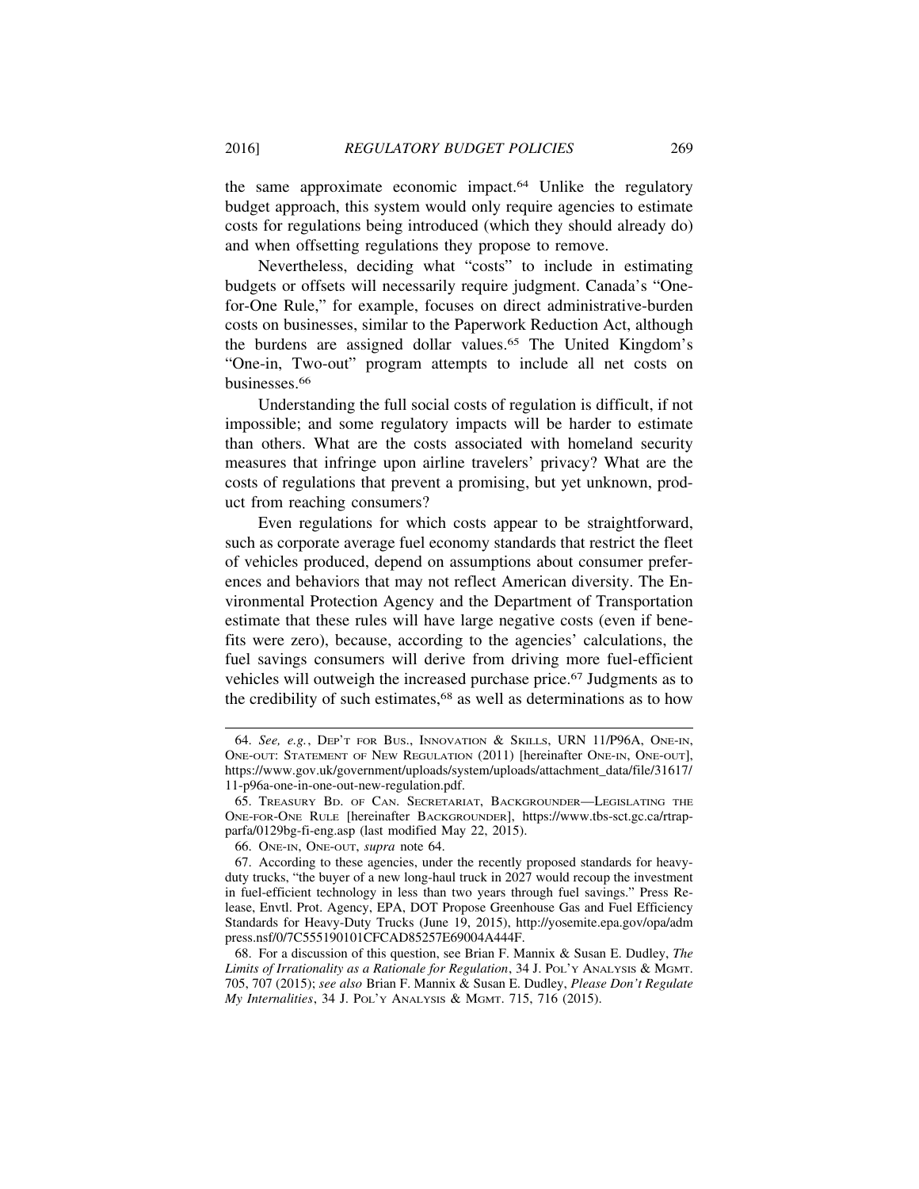the same approximate economic impact.[64] Unlike the regulatory budget approach, this system would only require agencies to estimate costs for regulations being introduced (which they should already do) and when offsetting regulations they propose to remove.

Nevertheless, deciding what "costs" to include in estimating budgets or offsets will necessarily require judgment. Canada's "One-for-One Rule," for example, focuses on direct administrative-burden costs on businesses, similar to the Paperwork Reduction Act, although the burdens are assigned dollar values.[65] The United Kingdom's "One-in, Two-out" program attempts to include all net costs on businesses.[66]

Understanding the full social costs of regulation is difficult, if not impossible; and some regulatory impacts will be harder to estimate than others. What are the costs associated with homeland security measures that infringe upon airline travelers' privacy? What are the costs of regulations that prevent a promising, but yet unknown, product from reaching consumers?

Even regulations for which costs appear to be straightforward, such as corporate average fuel economy standards that restrict the fleet of vehicles produced, depend on assumptions about consumer preferences and behaviors that may not reflect American diversity. The Environmental Protection Agency and the Department of Transportation estimate that these rules will have large negative costs (even if benefits were zero), because, according to the agencies' calculations, the fuel savings consumers will derive from driving more fuel-efficient vehicles will outweigh the increased purchase price.[67] Judgments as to the credibility of such estimates,[68] as well as determinations as to how

---

64. *See, e.g.*, DEP'T FOR BUS., INNOVATION & SKILLS, URN 11/P96A, ONE-IN, ONE-OUT: STATEMENT OF NEW REGULATION (2011) [hereinafter ONE-IN, ONE-OUT], https://www.gov.uk/government/uploads/system/uploads/attachment_data/file/31617/11-p96a-one-in-one-out-new-regulation.pdf.

65. TREASURY BD. OF CAN. SECRETARIAT, BACKGROUNDER—LEGISLATING THE ONE-FOR-ONE RULE [hereinafter BACKGROUNDER], https://www.tbs-sct.gc.ca/rtrap-parfa/0129bg-fi-eng.asp (last modified May 22, 2015).

66. ONE-IN, ONE-OUT, *supra* note 64.

67. According to these agencies, under the recently proposed standards for heavy-duty trucks, "the buyer of a new long-haul truck in 2027 would recoup the investment in fuel-efficient technology in less than two years through fuel savings." Press Release, Envtl. Prot. Agency, EPA, DOT Propose Greenhouse Gas and Fuel Efficiency Standards for Heavy-Duty Trucks (June 19, 2015), http://yosemite.epa.gov/opa/admpress.nsf/0/7C555190101CFCAD85257E69004A444F.

68. For a discussion of this question, see Brian F. Mannix & Susan E. Dudley, *The Limits of Irrationality as a Rationale for Regulation*, 34 J. POL'Y ANALYSIS & MGMT. 705, 707 (2015); *see also* Brian F. Mannix & Susan E. Dudley, *Please Don't Regulate My Internalities*, 34 J. POL'Y ANALYSIS & MGMT. 715, 716 (2015).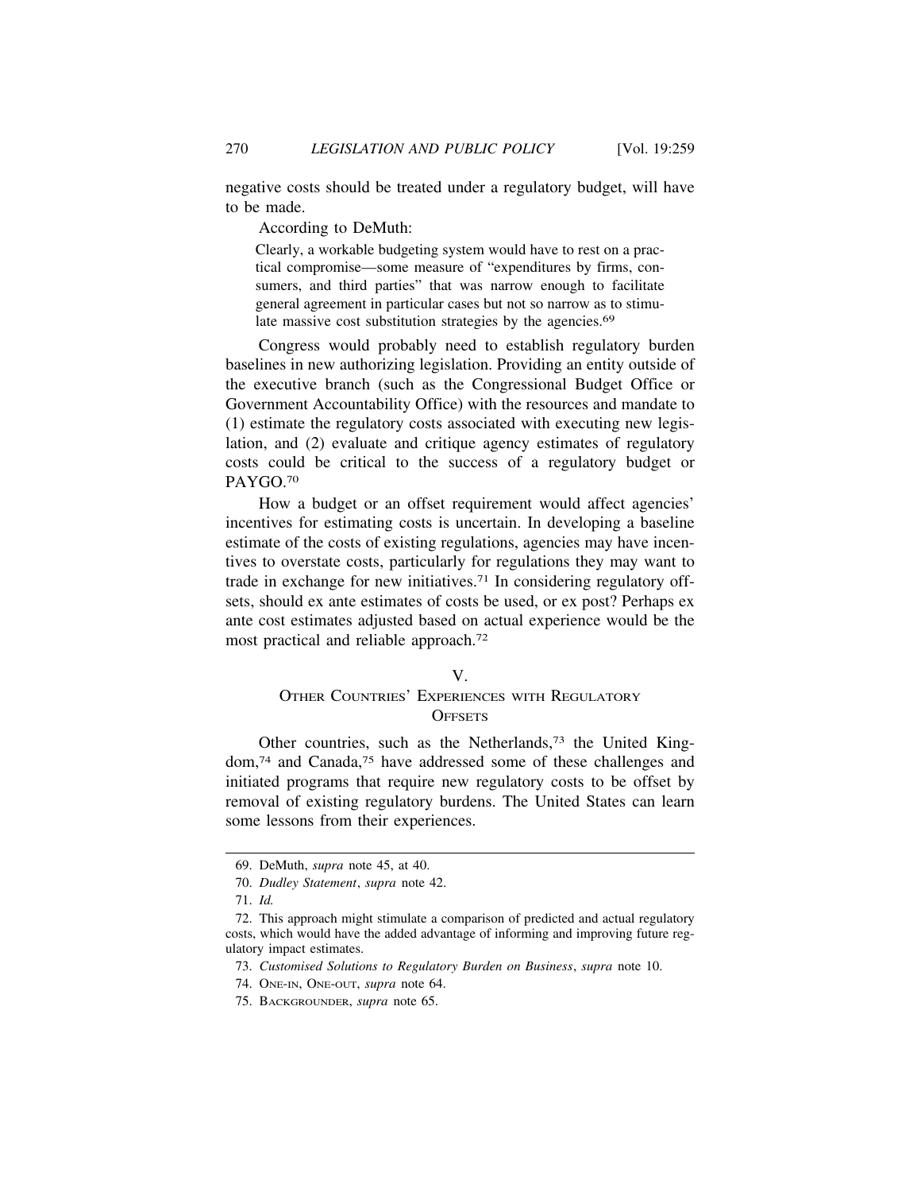negative costs should be treated under a regulatory budget, will have to be made.

According to DeMuth:

> Clearly, a workable budgeting system would have to rest on a practical compromise—some measure of "expenditures by firms, consumers, and third parties" that was narrow enough to facilitate general agreement in particular cases but not so narrow as to stimulate massive cost substitution strategies by the agencies.[69]

Congress would probably need to establish regulatory burden baselines in new authorizing legislation. Providing an entity outside of the executive branch (such as the Congressional Budget Office or Government Accountability Office) with the resources and mandate to (1) estimate the regulatory costs associated with executing new legislation, and (2) evaluate and critique agency estimates of regulatory costs could be critical to the success of a regulatory budget or PAYGO.[70]

How a budget or an offset requirement would affect agencies' incentives for estimating costs is uncertain. In developing a baseline estimate of the costs of existing regulations, agencies may have incentives to overstate costs, particularly for regulations they may want to trade in exchange for new initiatives.[71] In considering regulatory offsets, should ex ante estimates of costs be used, or ex post? Perhaps ex ante cost estimates adjusted based on actual experience would be the most practical and reliable approach.[72]

## V. OTHER COUNTRIES' EXPERIENCES WITH REGULATORY OFFSETS

Other countries, such as the Netherlands,[73] the United Kingdom,[74] and Canada,[75] have addressed some of these challenges and initiated programs that require new regulatory costs to be offset by removal of existing regulatory burdens. The United States can learn some lessons from their experiences.

---

69. DeMuth, *supra* note 45, at 40.

70. *Dudley Statement*, *supra* note 42.

71. *Id.*

72. This approach might stimulate a comparison of predicted and actual regulatory costs, which would have the added advantage of informing and improving future regulatory impact estimates.

73. *Customised Solutions to Regulatory Burden on Business*, *supra* note 10.

74. ONE-IN, ONE-OUT, *supra* note 64.

75. BACKGROUNDER, *supra* note 65.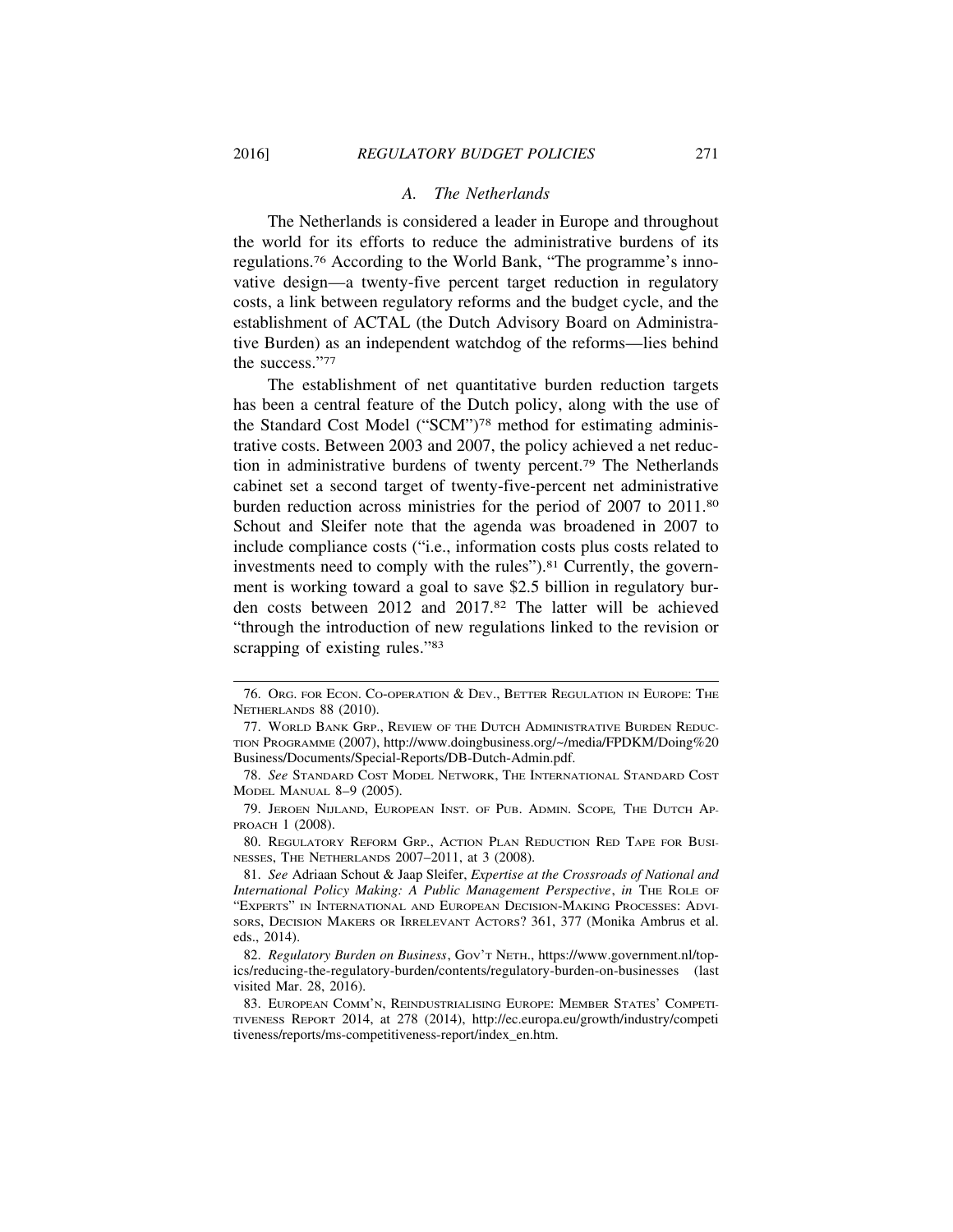### *A. The Netherlands*

The Netherlands is considered a leader in Europe and throughout the world for its efforts to reduce the administrative burdens of its regulations.[76] According to the World Bank, "The programme's innovative design—a twenty-five percent target reduction in regulatory costs, a link between regulatory reforms and the budget cycle, and the establishment of ACTAL (the Dutch Advisory Board on Administrative Burden) as an independent watchdog of the reforms—lies behind the success."[77]

The establishment of net quantitative burden reduction targets has been a central feature of the Dutch policy, along with the use of the Standard Cost Model ("SCM")[78] method for estimating administrative costs. Between 2003 and 2007, the policy achieved a net reduction in administrative burdens of twenty percent.[79] The Netherlands cabinet set a second target of twenty-five-percent net administrative burden reduction across ministries for the period of 2007 to 2011.[80] Schout and Sleifer note that the agenda was broadened in 2007 to include compliance costs ("i.e., information costs plus costs related to investments need to comply with the rules").[81] Currently, the government is working toward a goal to save $2.5 billion in regulatory burden costs between 2012 and 2017.[82] The latter will be achieved "through the introduction of new regulations linked to the revision or scrapping of existing rules."[83]

---

76. ORG. FOR ECON. CO-OPERATION & DEV., BETTER REGULATION IN EUROPE: THE NETHERLANDS 88 (2010).

77. WORLD BANK GRP., REVIEW OF THE DUTCH ADMINISTRATIVE BURDEN REDUCTION PROGRAMME (2007), http://www.doingbusiness.org/~/media/FPDKM/Doing%20Business/Documents/Special-Reports/DB-Dutch-Admin.pdf.

78. *See* STANDARD COST MODEL NETWORK, THE INTERNATIONAL STANDARD COST MODEL MANUAL 8–9 (2005).

79. JEROEN NIJLAND, EUROPEAN INST. OF PUB. ADMIN. SCOPE, THE DUTCH APPROACH 1 (2008).

80. REGULATORY REFORM GRP., ACTION PLAN REDUCTION RED TAPE FOR BUSINESSES, THE NETHERLANDS 2007–2011, at 3 (2008).

81. *See* Adriaan Schout & Jaap Sleifer, *Expertise at the Crossroads of National and International Policy Making: A Public Management Perspective*, *in* THE ROLE OF "EXPERTS" IN INTERNATIONAL AND EUROPEAN DECISION-MAKING PROCESSES: ADVISORS, DECISION MAKERS OR IRRELEVANT ACTORS? 361, 377 (Monika Ambrus et al. eds., 2014).

82. *Regulatory Burden on Business*, GOV'T NETH., https://www.government.nl/topics/reducing-the-regulatory-burden/contents/regulatory-burden-on-businesses (last visited Mar. 28, 2016).

83. EUROPEAN COMM'N, REINDUSTRIALISING EUROPE: MEMBER STATES' COMPETITIVENESS REPORT 2014, at 278 (2014), http://ec.europa.eu/growth/industry/competitiveness/reports/ms-competitiveness-report/index_en.htm.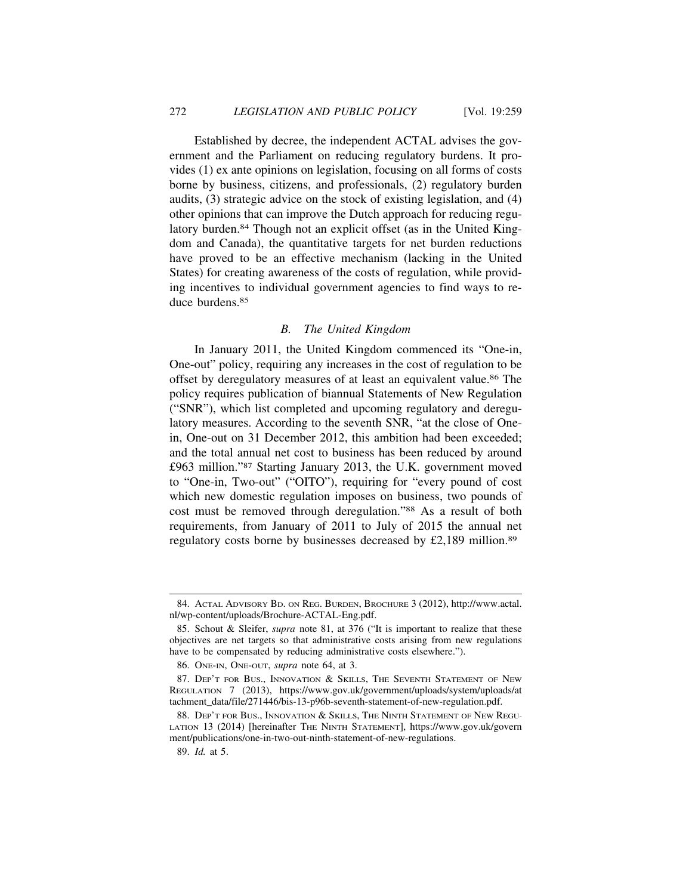Established by decree, the independent ACTAL advises the government and the Parliament on reducing regulatory burdens. It provides (1) ex ante opinions on legislation, focusing on all forms of costs borne by business, citizens, and professionals, (2) regulatory burden audits, (3) strategic advice on the stock of existing legislation, and (4) other opinions that can improve the Dutch approach for reducing regulatory burden.[84] Though not an explicit offset (as in the United Kingdom and Canada), the quantitative targets for net burden reductions have proved to be an effective mechanism (lacking in the United States) for creating awareness of the costs of regulation, while providing incentives to individual government agencies to find ways to reduce burdens.[85]

### *B. The United Kingdom*

In January 2011, the United Kingdom commenced its "One-in, One-out" policy, requiring any increases in the cost of regulation to be offset by deregulatory measures of at least an equivalent value.[86] The policy requires publication of biannual Statements of New Regulation ("SNR"), which list completed and upcoming regulatory and deregulatory measures. According to the seventh SNR, "at the close of One-in, One-out on 31 December 2012, this ambition had been exceeded; and the total annual net cost to business has been reduced by around £963 million."[87] Starting January 2013, the U.K. government moved to "One-in, Two-out" ("OITO"), requiring for "every pound of cost which new domestic regulation imposes on business, two pounds of cost must be removed through deregulation."[88] As a result of both requirements, from January of 2011 to July of 2015 the annual net regulatory costs borne by businesses decreased by £2,189 million.[89]

---

84. ACTAL ADVISORY BD. ON REG. BURDEN, BROCHURE 3 (2012), http://www.actal.nl/wp-content/uploads/Brochure-ACTAL-Eng.pdf.

85. Schout & Sleifer, *supra* note 81, at 376 ("It is important to realize that these objectives are net targets so that administrative costs arising from new regulations have to be compensated by reducing administrative costs elsewhere.").

86. ONE-IN, ONE-OUT, *supra* note 64, at 3.

87. DEP'T FOR BUS., INNOVATION & SKILLS, THE SEVENTH STATEMENT OF NEW REGULATION 7 (2013), https://www.gov.uk/government/uploads/system/uploads/attachment_data/file/271446/bis-13-p96b-seventh-statement-of-new-regulation.pdf.

88. DEP'T FOR BUS., INNOVATION & SKILLS, THE NINTH STATEMENT OF NEW REGULATION 13 (2014) [hereinafter THE NINTH STATEMENT], https://www.gov.uk/government/publications/one-in-two-out-ninth-statement-of-new-regulations.

89. *Id.* at 5.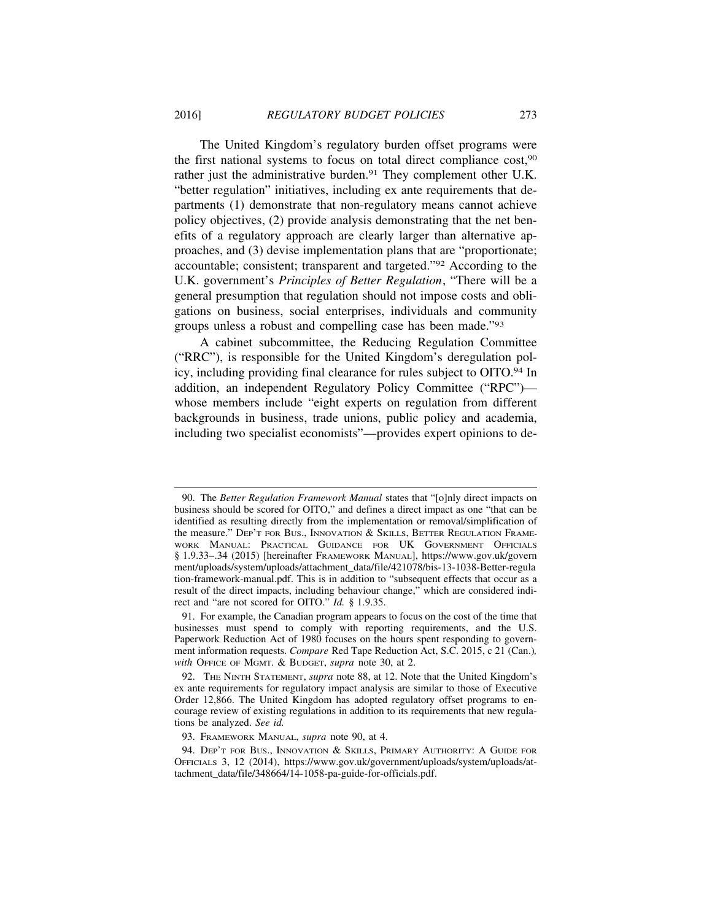The United Kingdom's regulatory burden offset programs were the first national systems to focus on total direct compliance cost,[90] rather just the administrative burden.[91] They complement other U.K. "better regulation" initiatives, including ex ante requirements that departments (1) demonstrate that non-regulatory means cannot achieve policy objectives, (2) provide analysis demonstrating that the net benefits of a regulatory approach are clearly larger than alternative approaches, and (3) devise implementation plans that are "proportionate; accountable; consistent; transparent and targeted."[92] According to the U.K. government's *Principles of Better Regulation*, "There will be a general presumption that regulation should not impose costs and obligations on business, social enterprises, individuals and community groups unless a robust and compelling case has been made."[93]

A cabinet subcommittee, the Reducing Regulation Committee ("RRC"), is responsible for the United Kingdom's deregulation policy, including providing final clearance for rules subject to OITO.[94] In addition, an independent Regulatory Policy Committee ("RPC")—whose members include "eight experts on regulation from different backgrounds in business, trade unions, public policy and academia, including two specialist economists"—provides expert opinions to de-

---

90. The *Better Regulation Framework Manual* states that "[o]nly direct impacts on business should be scored for OITO," and defines a direct impact as one "that can be identified as resulting directly from the implementation or removal/simplification of the measure." DEP'T FOR BUS., INNOVATION & SKILLS, BETTER REGULATION FRAMEWORK MANUAL: PRACTICAL GUIDANCE FOR UK GOVERNMENT OFFICIALS § 1.9.33–.34 (2015) [hereinafter FRAMEWORK MANUAL], https://www.gov.uk/government/uploads/system/uploads/attachment_data/file/421078/bis-13-1038-Better-regulation-framework-manual.pdf. This is in addition to "subsequent effects that occur as a result of the direct impacts, including behaviour change," which are considered indirect and "are not scored for OITO." *Id.* § 1.9.35.

91. For example, the Canadian program appears to focus on the cost of the time that businesses must spend to comply with reporting requirements, and the U.S. Paperwork Reduction Act of 1980 focuses on the hours spent responding to government information requests. *Compare* Red Tape Reduction Act, S.C. 2015, c 21 (Can.), *with* OFFICE OF MGMT. & BUDGET, *supra* note 30, at 2.

92. THE NINTH STATEMENT, *supra* note 88, at 12. Note that the United Kingdom's ex ante requirements for regulatory impact analysis are similar to those of Executive Order 12,866. The United Kingdom has adopted regulatory offset programs to encourage review of existing regulations in addition to its requirements that new regulations be analyzed. *See id.*

93. FRAMEWORK MANUAL, *supra* note 90, at 4.

94. DEP'T FOR BUS., INNOVATION & SKILLS, PRIMARY AUTHORITY: A GUIDE FOR OFFICIALS 3, 12 (2014), https://www.gov.uk/government/uploads/system/uploads/attachment_data/file/348664/14-1058-pa-guide-for-officials.pdf.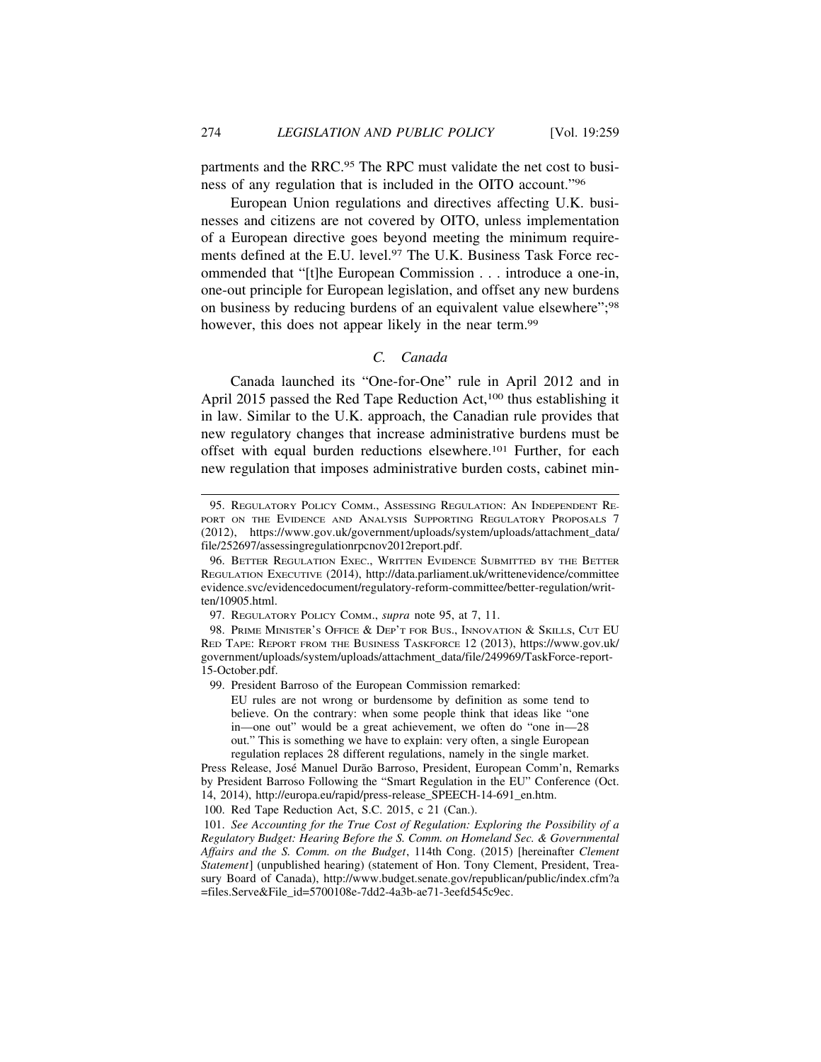partments and the RRC.[95] The RPC must validate the net cost to business of any regulation that is included in the OITO account."[96]

European Union regulations and directives affecting U.K. businesses and citizens are not covered by OITO, unless implementation of a European directive goes beyond meeting the minimum requirements defined at the E.U. level.[97] The U.K. Business Task Force recommended that "[t]he European Commission . . . introduce a one-in, one-out principle for European legislation, and offset any new burdens on business by reducing burdens of an equivalent value elsewhere";[98] however, this does not appear likely in the near term.[99]

### *C. Canada*

Canada launched its "One-for-One" rule in April 2012 and in April 2015 passed the Red Tape Reduction Act,[100] thus establishing it in law. Similar to the U.K. approach, the Canadian rule provides that new regulatory changes that increase administrative burdens must be offset with equal burden reductions elsewhere.[101] Further, for each new regulation that imposes administrative burden costs, cabinet min-

---

95. REGULATORY POLICY COMM., ASSESSING REGULATION: AN INDEPENDENT REPORT ON THE EVIDENCE AND ANALYSIS SUPPORTING REGULATORY PROPOSALS 7 (2012), https://www.gov.uk/government/uploads/system/uploads/attachment_data/file/252697/assessingregulationrpcnov2012report.pdf.

96. BETTER REGULATION EXEC., WRITTEN EVIDENCE SUBMITTED BY THE BETTER REGULATION EXECUTIVE (2014), http://data.parliament.uk/writtenevidence/committeeevidence.svc/evidencedocument/regulatory-reform-committee/better-regulation/written/10905.html.

97. REGULATORY POLICY COMM., *supra* note 95, at 7, 11.

98. PRIME MINISTER'S OFFICE & DEP'T FOR BUS., INNOVATION & SKILLS, CUT EU RED TAPE: REPORT FROM THE BUSINESS TASKFORCE 12 (2013), https://www.gov.uk/government/uploads/system/uploads/attachment_data/file/249969/TaskForce-report-15-October.pdf.

99. President Barroso of the European Commission remarked:

> EU rules are not wrong or burdensome by definition as some tend to believe. On the contrary: when some people think that ideas like "one in—one out" would be a great achievement, we often do "one in—28 out." This is something we have to explain: very often, a single European regulation replaces 28 different regulations, namely in the single market.

Press Release, José Manuel Durão Barroso, President, European Comm'n, Remarks by President Barroso Following the "Smart Regulation in the EU" Conference (Oct. 14, 2014), http://europa.eu/rapid/press-release_SPEECH-14-691_en.htm.

100. Red Tape Reduction Act, S.C. 2015, c 21 (Can.).

101. *See Accounting for the True Cost of Regulation: Exploring the Possibility of a Regulatory Budget: Hearing Before the S. Comm. on Homeland Sec. & Governmental Affairs and the S. Comm. on the Budget*, 114th Cong. (2015) [hereinafter *Clement Statement*] (unpublished hearing) (statement of Hon. Tony Clement, President, Treasury Board of Canada), http://www.budget.senate.gov/republican/public/index.cfm?a=files.Serve&File_id=5700108e-7dd2-4a3b-ae71-3eefd545c9ec.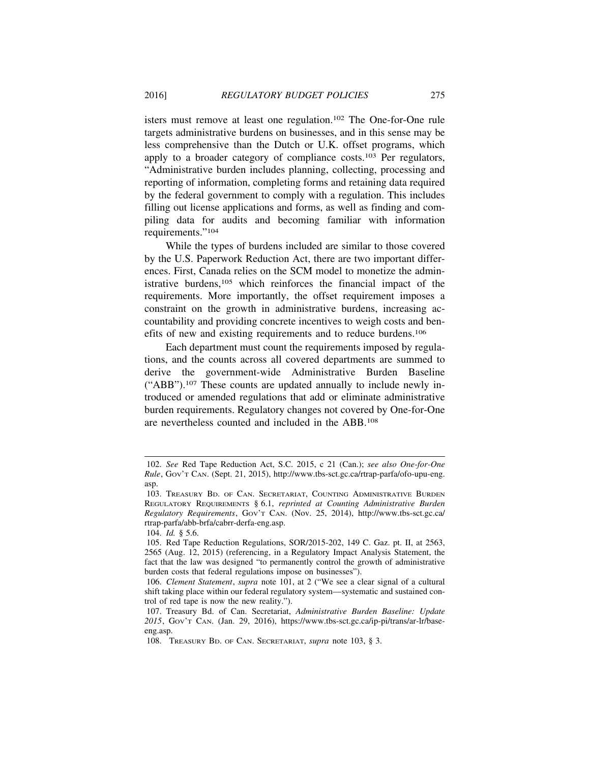isters must remove at least one regulation.[102] The One-for-One rule targets administrative burdens on businesses, and in this sense may be less comprehensive than the Dutch or U.K. offset programs, which apply to a broader category of compliance costs.[103] Per regulators, "Administrative burden includes planning, collecting, processing and reporting of information, completing forms and retaining data required by the federal government to comply with a regulation. This includes filling out license applications and forms, as well as finding and compiling data for audits and becoming familiar with information requirements."[104]

While the types of burdens included are similar to those covered by the U.S. Paperwork Reduction Act, there are two important differences. First, Canada relies on the SCM model to monetize the administrative burdens,[105] which reinforces the financial impact of the requirements. More importantly, the offset requirement imposes a constraint on the growth in administrative burdens, increasing accountability and providing concrete incentives to weigh costs and benefits of new and existing requirements and to reduce burdens.[106]

Each department must count the requirements imposed by regulations, and the counts across all covered departments are summed to derive the government-wide Administrative Burden Baseline ("ABB").[107] These counts are updated annually to include newly introduced or amended regulations that add or eliminate administrative burden requirements. Regulatory changes not covered by One-for-One are nevertheless counted and included in the ABB.[108]

---

102. *See* Red Tape Reduction Act, S.C. 2015, c 21 (Can.); *see also One-for-One Rule*, GOV'T CAN. (Sept. 21, 2015), http://www.tbs-sct.gc.ca/rtrap-parfa/ofo-upu-eng.asp.

103. TREASURY BD. OF CAN. SECRETARIAT, COUNTING ADMINISTRATIVE BURDEN REGULATORY REQUIREMENTS § 6.1, *reprinted at Counting Administrative Burden Regulatory Requirements*, GOV'T CAN. (Nov. 25, 2014), http://www.tbs-sct.gc.ca/rtrap-parfa/abb-brfa/cabrr-derfa-eng.asp.

104. *Id.* § 5.6.

105. Red Tape Reduction Regulations, SOR/2015-202, 149 C. Gaz. pt. II, at 2563, 2565 (Aug. 12, 2015) (referencing, in a Regulatory Impact Analysis Statement, the fact that the law was designed "to permanently control the growth of administrative burden costs that federal regulations impose on businesses").

106. *Clement Statement*, *supra* note 101, at 2 ("We see a clear signal of a cultural shift taking place within our federal regulatory system—systematic and sustained control of red tape is now the new reality.").

107. Treasury Bd. of Can. Secretariat, *Administrative Burden Baseline: Update 2015*, GOV'T CAN. (Jan. 29, 2016), https://www.tbs-sct.gc.ca/ip-pi/trans/ar-lr/base-eng.asp.

108. TREASURY BD. OF CAN. SECRETARIAT, *supra* note 103, § 3.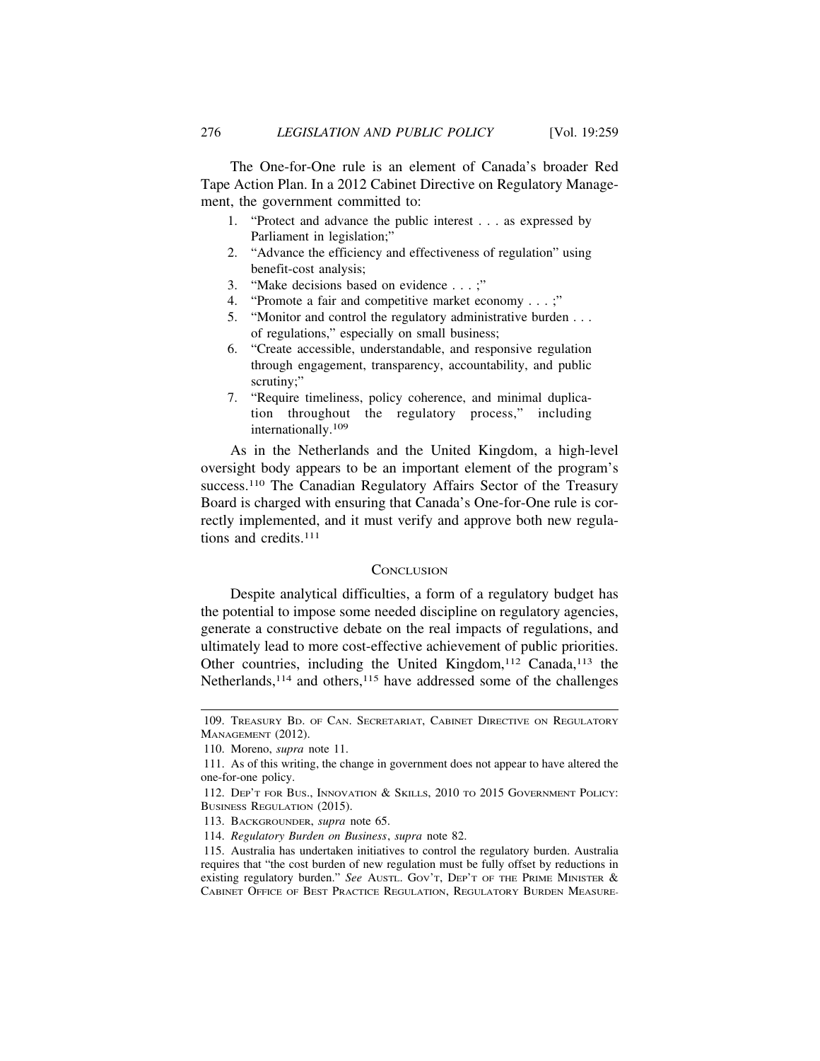The One-for-One rule is an element of Canada's broader Red Tape Action Plan. In a 2012 Cabinet Directive on Regulatory Management, the government committed to:

1. "Protect and advance the public interest . . . as expressed by Parliament in legislation;"
2. "Advance the efficiency and effectiveness of regulation" using benefit-cost analysis;
3. "Make decisions based on evidence . . . ;"
4. "Promote a fair and competitive market economy . . . ;"
5. "Monitor and control the regulatory administrative burden . . . of regulations," especially on small business;
6. "Create accessible, understandable, and responsive regulation through engagement, transparency, accountability, and public scrutiny;"
7. "Require timeliness, policy coherence, and minimal duplication throughout the regulatory process," including internationally.[109]

As in the Netherlands and the United Kingdom, a high-level oversight body appears to be an important element of the program's success.[110] The Canadian Regulatory Affairs Sector of the Treasury Board is charged with ensuring that Canada's One-for-One rule is correctly implemented, and it must verify and approve both new regulations and credits.[111]

## CONCLUSION

Despite analytical difficulties, a form of a regulatory budget has the potential to impose some needed discipline on regulatory agencies, generate a constructive debate on the real impacts of regulations, and ultimately lead to more cost-effective achievement of public priorities. Other countries, including the United Kingdom,[112] Canada,[113] the Netherlands,[114] and others,[115] have addressed some of the challenges

---

109. TREASURY BD. OF CAN. SECRETARIAT, CABINET DIRECTIVE ON REGULATORY MANAGEMENT (2012).

110. Moreno, *supra* note 11.

111. As of this writing, the change in government does not appear to have altered the one-for-one policy.

112. DEP'T FOR BUS., INNOVATION & SKILLS, 2010 TO 2015 GOVERNMENT POLICY: BUSINESS REGULATION (2015).

113. BACKGROUNDER, *supra* note 65.

114. *Regulatory Burden on Business*, *supra* note 82.

115. Australia has undertaken initiatives to control the regulatory burden. Australia requires that "the cost burden of new regulation must be fully offset by reductions in existing regulatory burden." *See* AUSTL. GOV'T, DEP'T OF THE PRIME MINISTER & CABINET OFFICE OF BEST PRACTICE REGULATION, REGULATORY BURDEN MEASURE-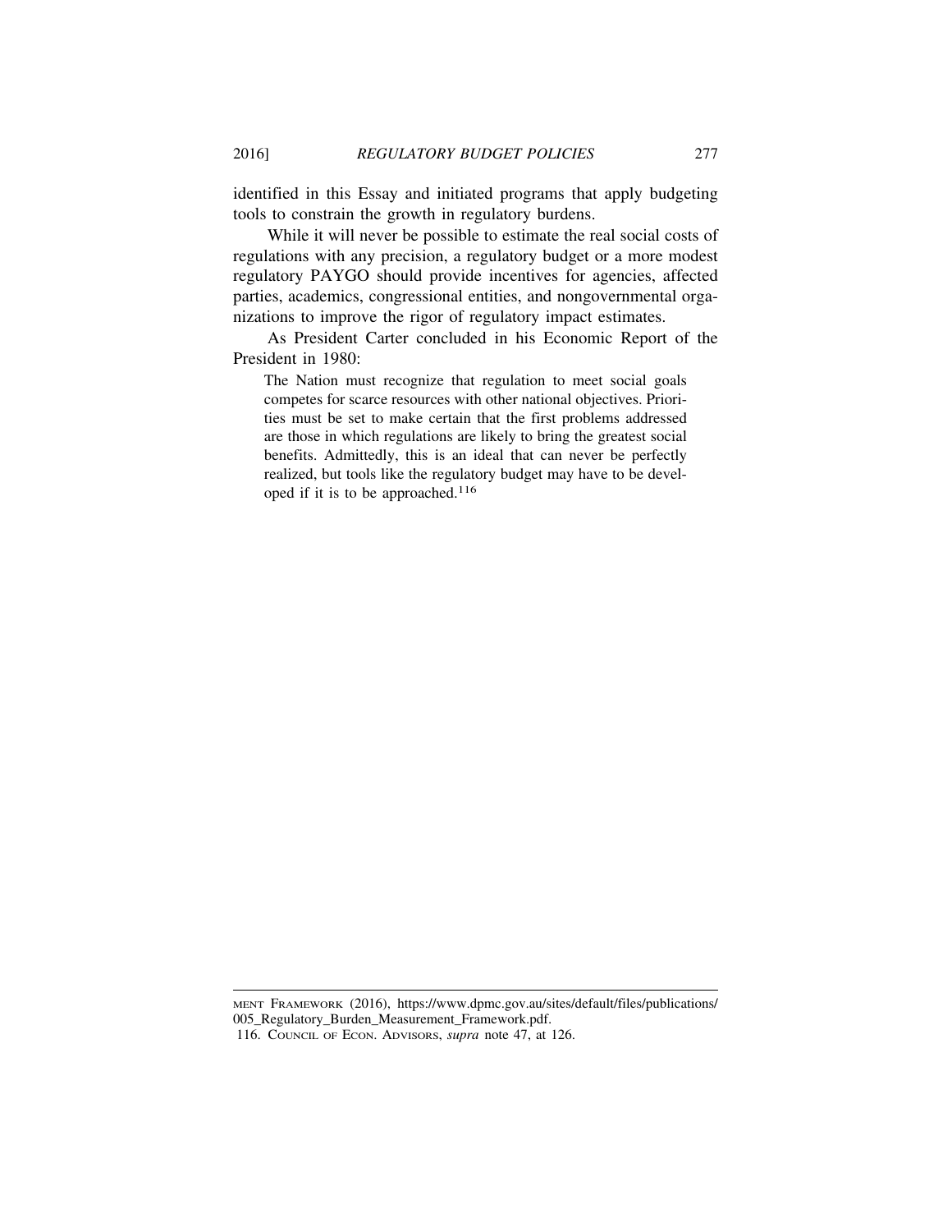identified in this Essay and initiated programs that apply budgeting tools to constrain the growth in regulatory burdens.

While it will never be possible to estimate the real social costs of regulations with any precision, a regulatory budget or a more modest regulatory PAYGO should provide incentives for agencies, affected parties, academics, congressional entities, and nongovernmental organizations to improve the rigor of regulatory impact estimates.

As President Carter concluded in his Economic Report of the President in 1980:

> The Nation must recognize that regulation to meet social goals competes for scarce resources with other national objectives. Priorities must be set to make certain that the first problems addressed are those in which regulations are likely to bring the greatest social benefits. Admittedly, this is an ideal that can never be perfectly realized, but tools like the regulatory budget may have to be developed if it is to be approached.[116]

---

MENT FRAMEWORK (2016), https://www.dpmc.gov.au/sites/default/files/publications/005_Regulatory_Burden_Measurement_Framework.pdf.

116. COUNCIL OF ECON. ADVISORS, *supra* note 47, at 126.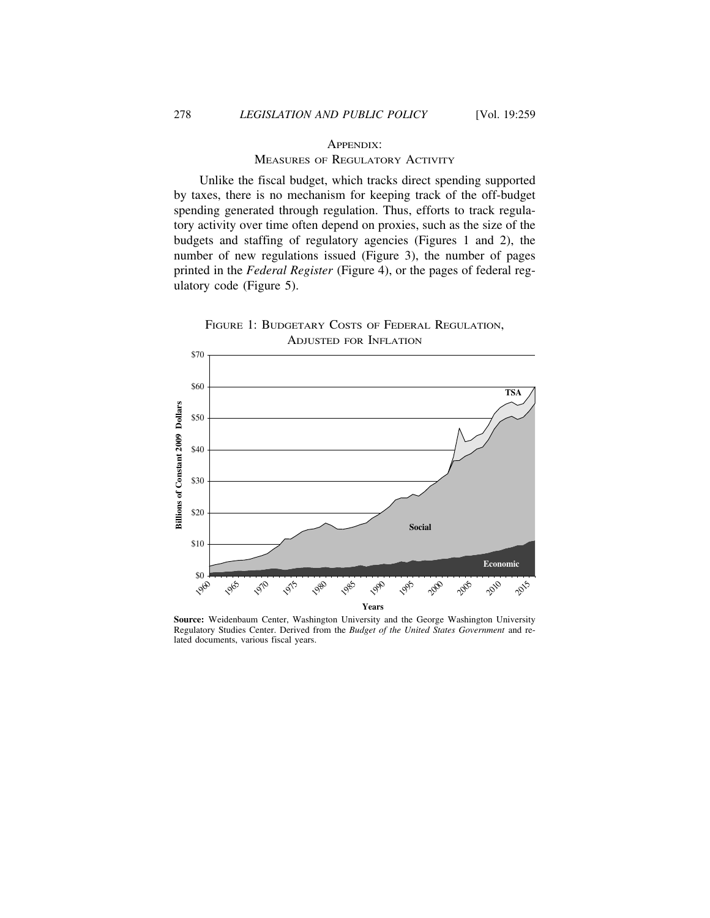## Appendix: Measures of Regulatory Activity

Unlike the fiscal budget, which tracks direct spending supported by taxes, there is no mechanism for keeping track of the off-budget spending generated through regulation. Thus, efforts to track regulatory activity over time often depend on proxies, such as the size of the budgets and staffing of regulatory agencies (Figures 1 and 2), the number of new regulations issued (Figure 3), the number of pages printed in the *Federal Register* (Figure 4), or the pages of federal regulatory code (Figure 5).

Figure 1: Budgetary Costs of Federal Regulation, Adjusted for Inflation

**Source:** Weidenbaum Center, Washington University and the George Washington University Regulatory Studies Center. Derived from the *Budget of the United States Government* and related documents, various fiscal years.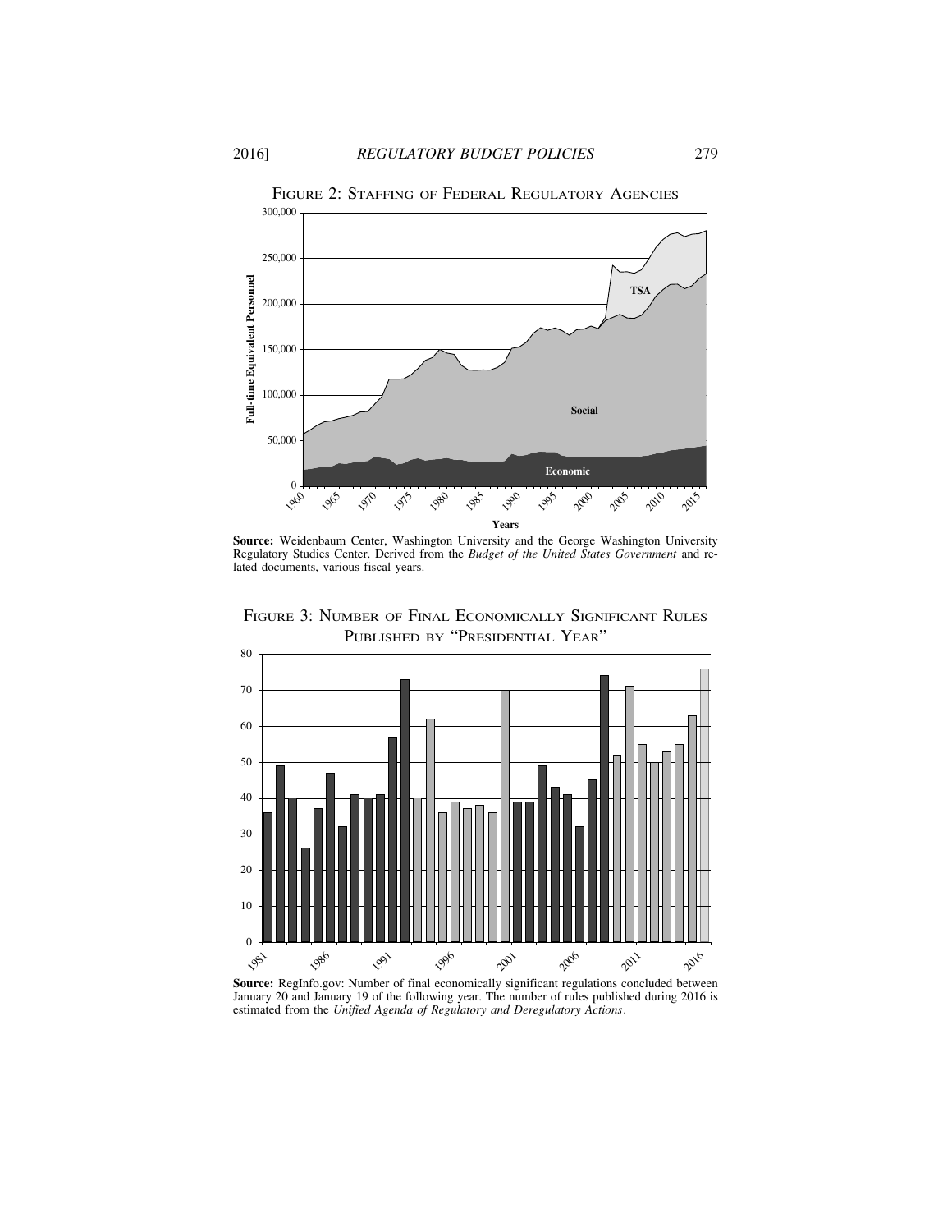FIGURE 2: STAFFING OF FEDERAL REGULATORY AGENCIES

**Source:** Weidenbaum Center, Washington University and the George Washington University Regulatory Studies Center. Derived from the *Budget of the United States Government* and related documents, various fiscal years.

FIGURE 3: NUMBER OF FINAL ECONOMICALLY SIGNIFICANT RULES PUBLISHED BY "PRESIDENTIAL YEAR"

**Source:** RegInfo.gov: Number of final economically significant regulations concluded between January 20 and January 19 of the following year. The number of rules published during 2016 is estimated from the *Unified Agenda of Regulatory and Deregulatory Actions*.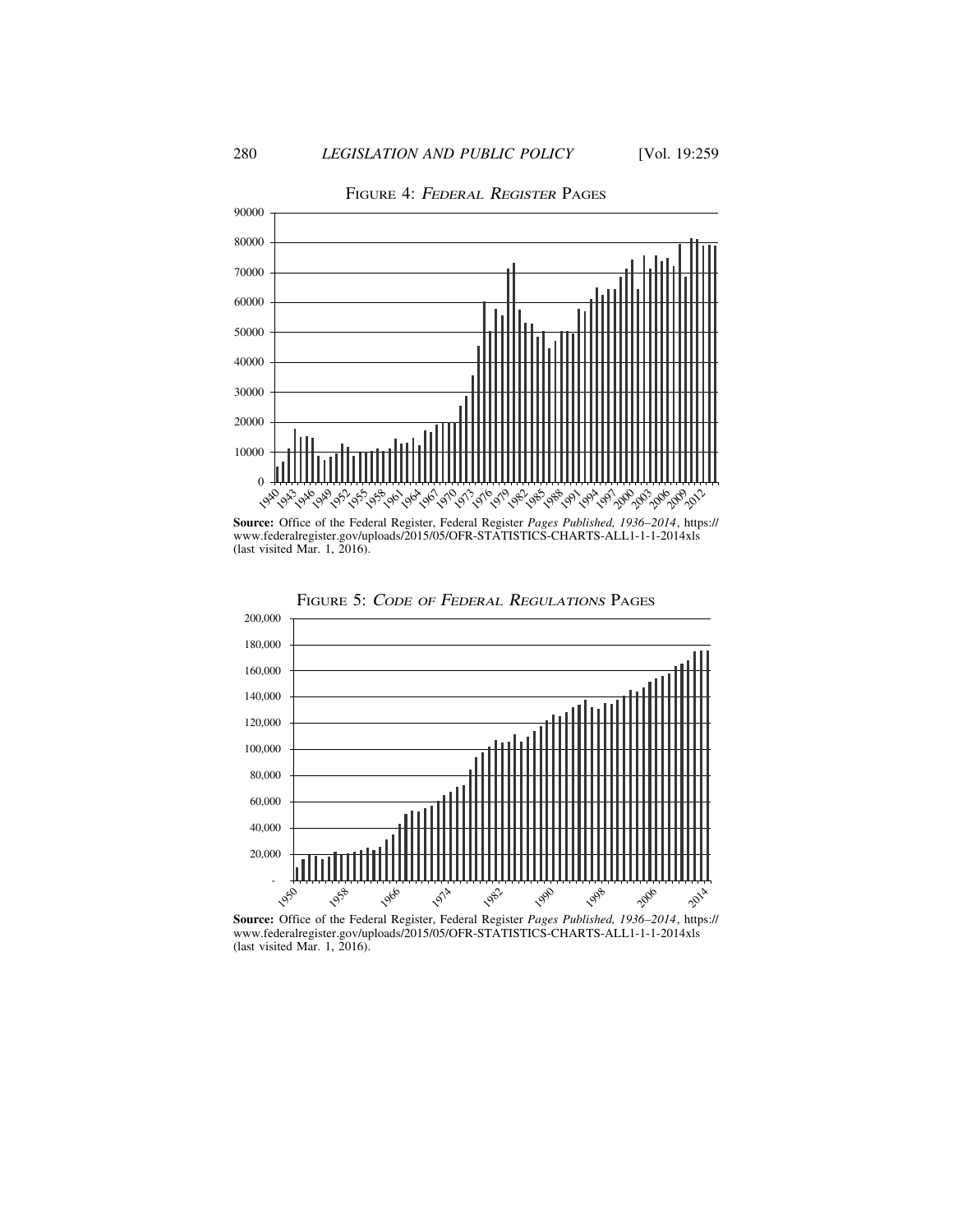FIGURE 4: *FEDERAL REGISTER* PAGES

90000
80000
70000
60000
50000
40000
30000
20000
10000
0

1940 1943 1946 1949 1952 1955 1958 1961 1964 1967 1970 1973 1976 1979 1982 1985 1988 1991 1994 1997 2000 2003 2006 2009 2012

**Source:** Office of the Federal Register, Federal Register *Pages Published, 1936–2014*, https://www.federalregister.gov/uploads/2015/05/OFR-STATISTICS-CHARTS-ALL1-1-1-2014xls (last visited Mar. 1, 2016).

FIGURE 5: *CODE OF FEDERAL REGULATIONS* PAGES

200,000
180,000
160,000
140,000
120,000
100,000
80,000
60,000
40,000
20,000
-

1950 1958 1966 1974 1982 1990 1998 2006 2014

**Source:** Office of the Federal Register, Federal Register *Pages Published, 1936–2014*, https://www.federalregister.gov/uploads/2015/05/OFR-STATISTICS-CHARTS-ALL1-1-1-2014xls (last visited Mar. 1, 2016).